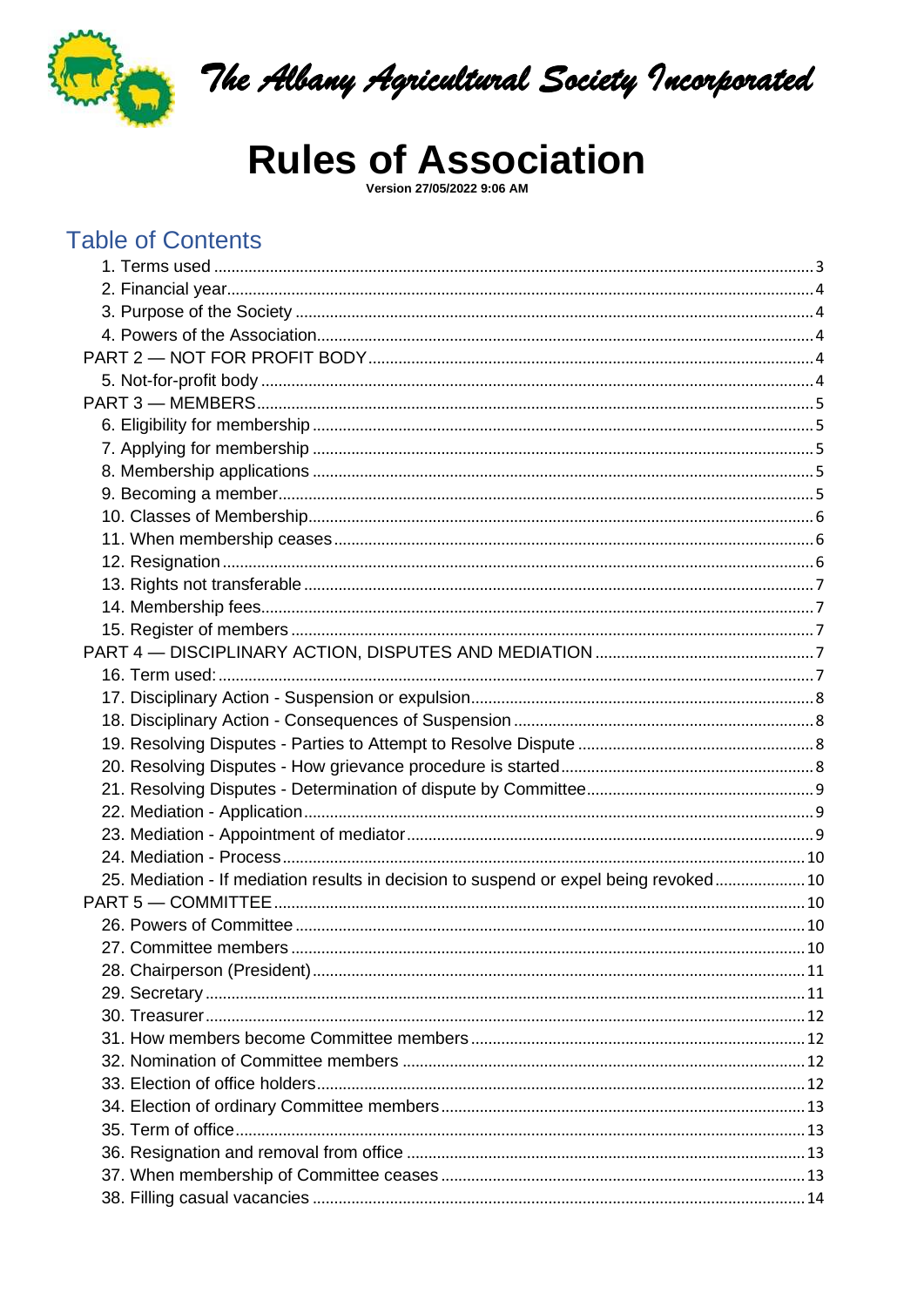# The Albany Agricultural Society Incorporated

# Rules of Association

**Version 27/05/2022 9:06 AM**

## Table of Contents

- 1. Terms used ........ 3
- 2. Financial year ........ 4
- 3. Purpose of the Society ........ 4
- 4. Powers of the Association ........ 4
- PART 2 — NOT FOR PROFIT BODY ........ 4
  - 5. Not-for-profit body ........ 4
- PART 3 — MEMBERS ........ 5
  - 6. Eligibility for membership ........ 5
  - 7. Applying for membership ........ 5
  - 8. Membership applications ........ 5
  - 9. Becoming a member ........ 5
  - 10. Classes of Membership ........ 6
  - 11. When membership ceases ........ 6
  - 12. Resignation ........ 6
  - 13. Rights not transferable ........ 7
  - 14. Membership fees ........ 7
  - 15. Register of members ........ 7
- PART 4 — DISCIPLINARY ACTION, DISPUTES AND MEDIATION ........ 7
  - 16. Term used: ........ 7
  - 17. Disciplinary Action - Suspension or expulsion ........ 8
  - 18. Disciplinary Action - Consequences of Suspension ........ 8
  - 19. Resolving Disputes - Parties to Attempt to Resolve Dispute ........ 8
  - 20. Resolving Disputes - How grievance procedure is started ........ 8
  - 21. Resolving Disputes - Determination of dispute by Committee ........ 9
  - 22. Mediation - Application ........ 9
  - 23. Mediation - Appointment of mediator ........ 9
  - 24. Mediation - Process ........ 10
  - 25. Mediation - If mediation results in decision to suspend or expel being revoked ........ 10
- PART 5 — COMMITTEE ........ 10
  - 26. Powers of Committee ........ 10
  - 27. Committee members ........ 10
  - 28. Chairperson (President) ........ 11
  - 29. Secretary ........ 11
  - 30. Treasurer ........ 12
  - 31. How members become Committee members ........ 12
  - 32. Nomination of Committee members ........ 12
  - 33. Election of office holders ........ 12
  - 34. Election of ordinary Committee members ........ 13
  - 35. Term of office ........ 13
  - 36. Resignation and removal from office ........ 13
  - 37. When membership of Committee ceases ........ 13
  - 38. Filling casual vacancies ........ 14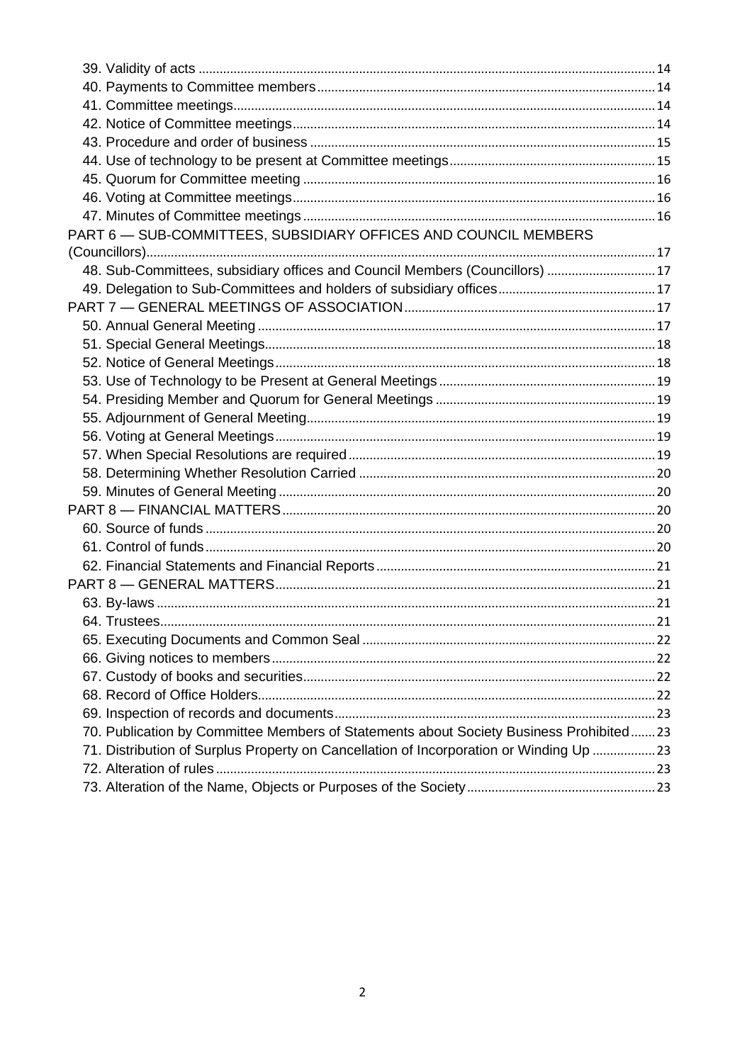39. Validity of acts ........................................................................................................................ 14
40. Payments to Committee members ............................................................................................ 14
41. Committee meetings ................................................................................................................ 14
42. Notice of Committee meetings .................................................................................................. 14
43. Procedure and order of business .............................................................................................. 15
44. Use of technology to be present at Committee meetings .......................................................... 15
45. Quorum for Committee meeting ................................................................................................ 16
46. Voting at Committee meetings ................................................................................................... 16
47. Minutes of Committee meetings ................................................................................................ 16

PART 6 — SUB-COMMITTEES, SUBSIDIARY OFFICES AND COUNCIL MEMBERS (Councillors) ........................................................................................................................................ 17

48. Sub-Committees, subsidiary offices and Council Members (Councillors) ................................ 17
49. Delegation to Sub-Committees and holders of subsidiary offices ............................................. 17

PART 7 — GENERAL MEETINGS OF ASSOCIATION ..................................................................... 17

50. Annual General Meeting ............................................................................................................ 17
51. Special General Meetings ........................................................................................................... 18
52. Notice of General Meetings ........................................................................................................ 18
53. Use of Technology to be Present at General Meetings .............................................................. 19
54. Presiding Member and Quorum for General Meetings ............................................................... 19
55. Adjournment of General Meeting ................................................................................................ 19
56. Voting at General Meetings ......................................................................................................... 19
57. When Special Resolutions are required ...................................................................................... 19
58. Determining Whether Resolution Carried .................................................................................... 20
59. Minutes of General Meeting ........................................................................................................ 20

PART 8 — FINANCIAL MATTERS ...................................................................................................... 20

60. Source of funds ........................................................................................................................... 20
61. Control of funds ........................................................................................................................... 20
62. Financial Statements and Financial Reports ............................................................................... 21

PART 8 — GENERAL MATTERS ........................................................................................................ 21

63. By-laws ........................................................................................................................................ 21
64. Trustees ....................................................................................................................................... 21
65. Executing Documents and Common Seal .................................................................................... 22
66. Giving notices to members ........................................................................................................... 22
67. Custody of books and securities .................................................................................................. 22
68. Record of Office Holders .............................................................................................................. 22
69. Inspection of records and documents .......................................................................................... 23
70. Publication by Committee Members of Statements about Society Business Prohibited ............. 23
71. Distribution of Surplus Property on Cancellation of Incorporation or Winding Up ........................ 23
72. Alteration of rules ......................................................................................................................... 23
73. Alteration of the Name, Objects or Purposes of the Society ......................................................... 23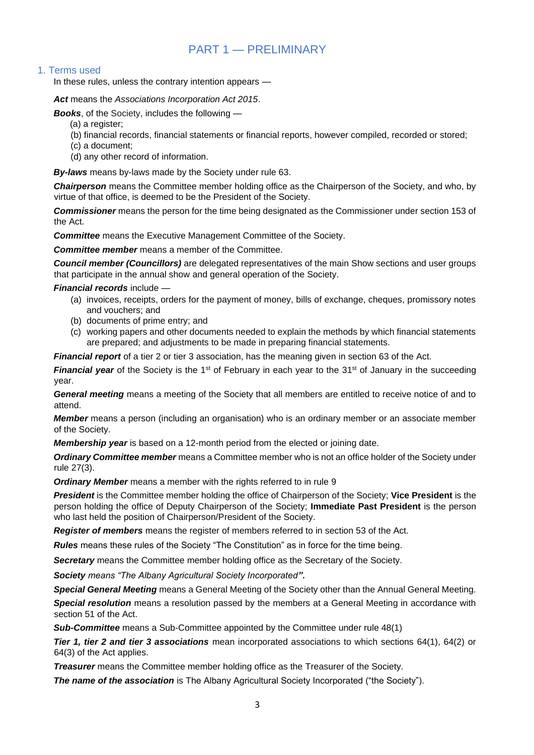# PART 1 — PRELIMINARY

## 1. Terms used

In these rules, unless the contrary intention appears —

***Act*** means the *Associations Incorporation Act 2015*.

***Books***, of the Society, includes the following —

(a) a register;

(b) financial records, financial statements or financial reports, however compiled, recorded or stored;

(c) a document;

(d) any other record of information.

***By-laws*** means by-laws made by the Society under rule 63.

***Chairperson*** means the Committee member holding office as the Chairperson of the Society, and who, by virtue of that office, is deemed to be the President of the Society.

***Commissioner*** means the person for the time being designated as the Commissioner under section 153 of the Act.

***Committee*** means the Executive Management Committee of the Society.

***Committee member*** means a member of the Committee.

***Council member (Councillors)*** are delegated representatives of the main Show sections and user groups that participate in the annual show and general operation of the Society.

***Financial records*** include —

(a) invoices, receipts, orders for the payment of money, bills of exchange, cheques, promissory notes and vouchers; and

(b) documents of prime entry; and

(c) working papers and other documents needed to explain the methods by which financial statements are prepared; and adjustments to be made in preparing financial statements.

***Financial report*** of a tier 2 or tier 3 association, has the meaning given in section 63 of the Act.

***Financial year*** of the Society is the 1st of February in each year to the 31st of January in the succeeding year.

***General meeting*** means a meeting of the Society that all members are entitled to receive notice of and to attend.

***Member*** means a person (including an organisation) who is an ordinary member or an associate member of the Society.

***Membership year*** is based on a 12-month period from the elected or joining date.

***Ordinary Committee member*** means a Committee member who is not an office holder of the Society under rule 27(3).

***Ordinary Member*** means a member with the rights referred to in rule 9

***President*** is the Committee member holding the office of Chairperson of the Society; **Vice President** is the person holding the office of Deputy Chairperson of the Society; **Immediate Past President** is the person who last held the position of Chairperson/President of the Society.

***Register of members*** means the register of members referred to in section 53 of the Act.

***Rules*** means these rules of the Society "The Constitution" as in force for the time being.

***Secretary*** means the Committee member holding office as the Secretary of the Society.

***Society*** *means "The Albany Agricultural Society Incorporated**".***

***Special General Meeting*** means a General Meeting of the Society other than the Annual General Meeting.

***Special resolution*** means a resolution passed by the members at a General Meeting in accordance with section 51 of the Act.

***Sub-Committee*** means a Sub-Committee appointed by the Committee under rule 48(1)

***Tier 1, tier 2 and tier 3 associations*** mean incorporated associations to which sections 64(1), 64(2) or 64(3) of the Act applies.

***Treasurer*** means the Committee member holding office as the Treasurer of the Society.

***The name of the association*** is The Albany Agricultural Society Incorporated ("the Society").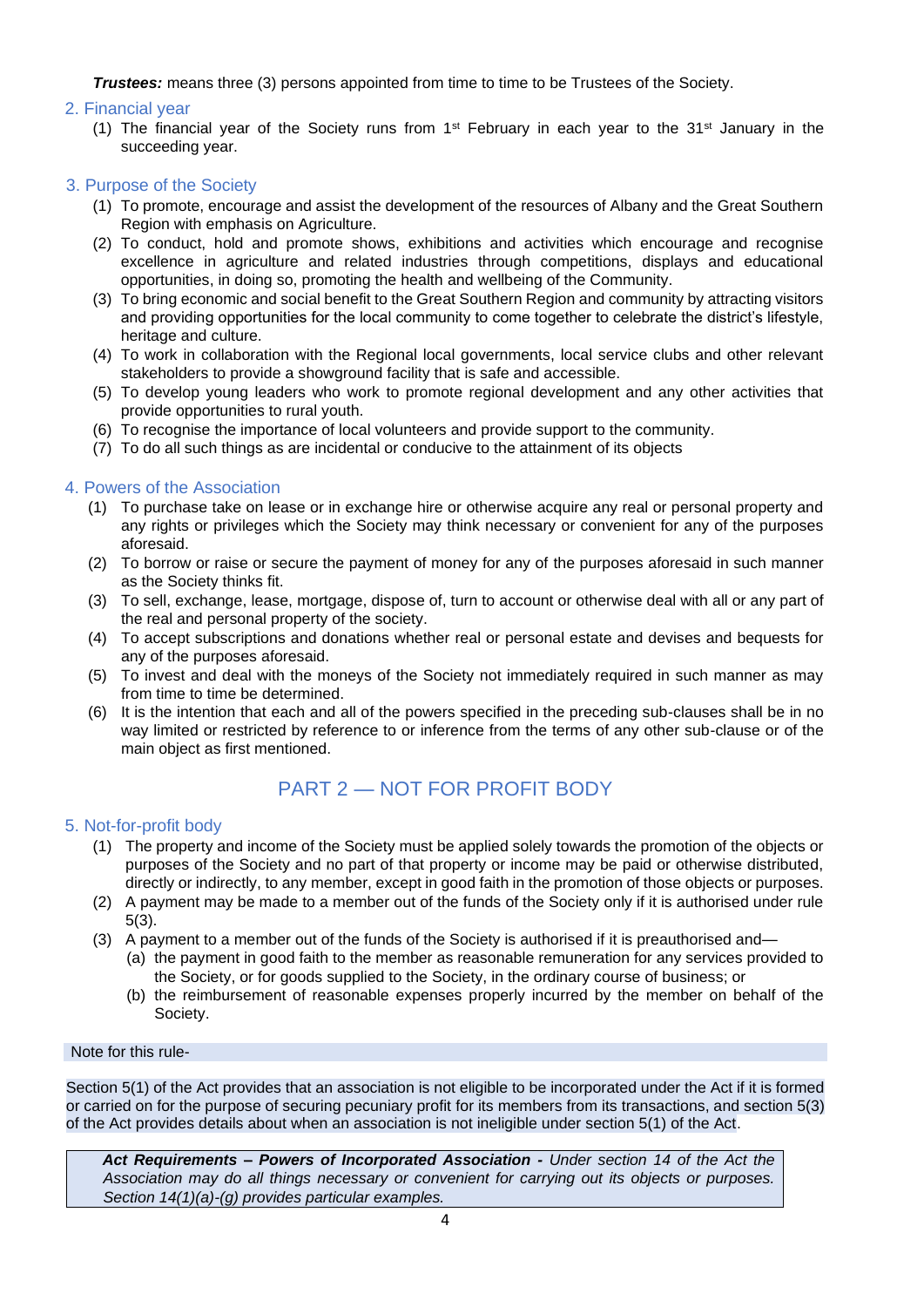***Trustees:*** means three (3) persons appointed from time to time to be Trustees of the Society.

## 2. Financial year

(1) The financial year of the Society runs from 1st February in each year to the 31st January in the succeeding year.

## 3. Purpose of the Society

(1) To promote, encourage and assist the development of the resources of Albany and the Great Southern Region with emphasis on Agriculture.
(2) To conduct, hold and promote shows, exhibitions and activities which encourage and recognise excellence in agriculture and related industries through competitions, displays and educational opportunities, in doing so, promoting the health and wellbeing of the Community.
(3) To bring economic and social benefit to the Great Southern Region and community by attracting visitors and providing opportunities for the local community to come together to celebrate the district's lifestyle, heritage and culture.
(4) To work in collaboration with the Regional local governments, local service clubs and other relevant stakeholders to provide a showground facility that is safe and accessible.
(5) To develop young leaders who work to promote regional development and any other activities that provide opportunities to rural youth.
(6) To recognise the importance of local volunteers and provide support to the community.
(7) To do all such things as are incidental or conducive to the attainment of its objects

## 4. Powers of the Association

(1) To purchase take on lease or in exchange hire or otherwise acquire any real or personal property and any rights or privileges which the Society may think necessary or convenient for any of the purposes aforesaid.
(2) To borrow or raise or secure the payment of money for any of the purposes aforesaid in such manner as the Society thinks fit.
(3) To sell, exchange, lease, mortgage, dispose of, turn to account or otherwise deal with all or any part of the real and personal property of the society.
(4) To accept subscriptions and donations whether real or personal estate and devises and bequests for any of the purposes aforesaid.
(5) To invest and deal with the moneys of the Society not immediately required in such manner as may from time to time be determined.
(6) It is the intention that each and all of the powers specified in the preceding sub-clauses shall be in no way limited or restricted by reference to or inference from the terms of any other sub-clause or of the main object as first mentioned.

# PART 2 — NOT FOR PROFIT BODY

## 5. Not-for-profit body

(1) The property and income of the Society must be applied solely towards the promotion of the objects or purposes of the Society and no part of that property or income may be paid or otherwise distributed, directly or indirectly, to any member, except in good faith in the promotion of those objects or purposes.
(2) A payment may be made to a member out of the funds of the Society only if it is authorised under rule 5(3).
(3) A payment to a member out of the funds of the Society is authorised if it is preauthorised and—
   (a) the payment in good faith to the member as reasonable remuneration for any services provided to the Society, or for goods supplied to the Society, in the ordinary course of business; or
   (b) the reimbursement of reasonable expenses properly incurred by the member on behalf of the Society.

Note for this rule-

Section 5(1) of the Act provides that an association is not eligible to be incorporated under the Act if it is formed or carried on for the purpose of securing pecuniary profit for its members from its transactions, and section 5(3) of the Act provides details about when an association is not ineligible under section 5(1) of the Act.

> ***Act Requirements – Powers of Incorporated Association -*** *Under section 14 of the Act the Association may do all things necessary or convenient for carrying out its objects or purposes. Section 14(1)(a)-(g) provides particular examples.*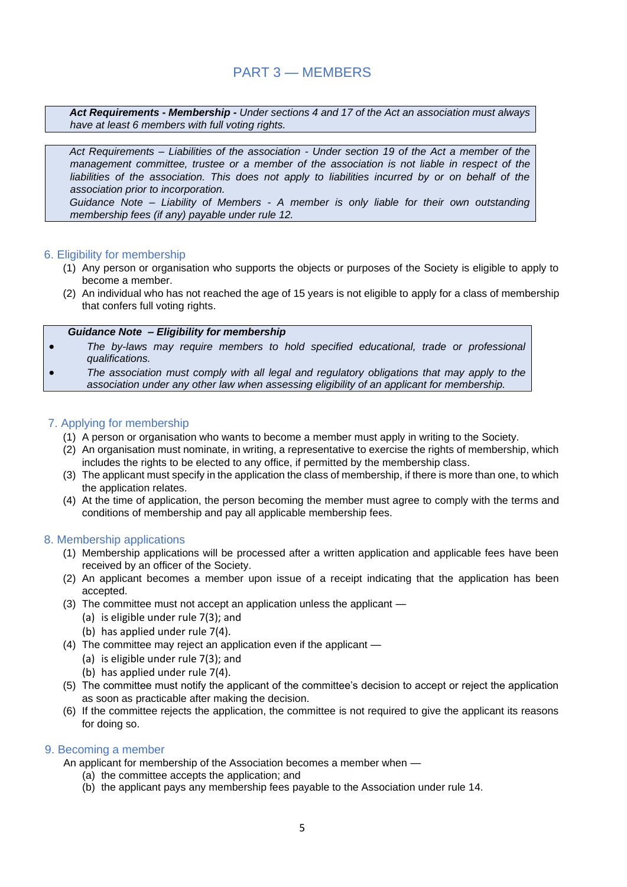# PART 3 — MEMBERS

> ***Act Requirements - Membership -*** *Under sections 4 and 17 of the Act an association must always have at least 6 members with full voting rights.*

> *Act Requirements – Liabilities of the association - Under section 19 of the Act a member of the management committee, trustee or a member of the association is not liable in respect of the liabilities of the association. This does not apply to liabilities incurred by or on behalf of the association prior to incorporation.*
> *Guidance Note – Liability of Members - A member is only liable for their own outstanding membership fees (if any) payable under rule 12.*

## 6. Eligibility for membership

(1) Any person or organisation who supports the objects or purposes of the Society is eligible to apply to become a member.

(2) An individual who has not reached the age of 15 years is not eligible to apply for a class of membership that confers full voting rights.

> ***Guidance Note – Eligibility for membership***
>
> - *The by-laws may require members to hold specified educational, trade or professional qualifications.*
> - *The association must comply with all legal and regulatory obligations that may apply to the association under any other law when assessing eligibility of an applicant for membership.*

## 7. Applying for membership

(1) A person or organisation who wants to become a member must apply in writing to the Society.

(2) An organisation must nominate, in writing, a representative to exercise the rights of membership, which includes the rights to be elected to any office, if permitted by the membership class.

(3) The applicant must specify in the application the class of membership, if there is more than one, to which the application relates.

(4) At the time of application, the person becoming the member must agree to comply with the terms and conditions of membership and pay all applicable membership fees.

## 8. Membership applications

(1) Membership applications will be processed after a written application and applicable fees have been received by an officer of the Society.

(2) An applicant becomes a member upon issue of a receipt indicating that the application has been accepted.

(3) The committee must not accept an application unless the applicant —
   (a) is eligible under rule 7(3); and
   (b) has applied under rule 7(4).

(4) The committee may reject an application even if the applicant —
   (a) is eligible under rule 7(3); and
   (b) has applied under rule 7(4).

(5) The committee must notify the applicant of the committee's decision to accept or reject the application as soon as practicable after making the decision.

(6) If the committee rejects the application, the committee is not required to give the applicant its reasons for doing so.

## 9. Becoming a member

An applicant for membership of the Association becomes a member when —
   (a) the committee accepts the application; and
   (b) the applicant pays any membership fees payable to the Association under rule 14.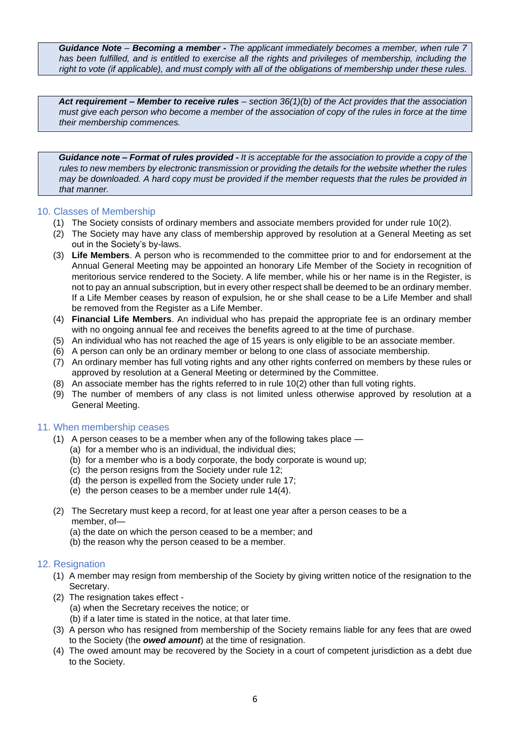> ***Guidance Note** – **Becoming a member** - The applicant immediately becomes a member, when rule 7 has been fulfilled, and is entitled to exercise all the rights and privileges of membership, including the right to vote (if applicable), and must comply with all of the obligations of membership under these rules.*

> ***Act requirement – Member to receive rules** – section 36(1)(b) of the Act provides that the association must give each person who become a member of the association of copy of the rules in force at the time their membership commences.*

> ***Guidance note – Format of rules provided** - It is acceptable for the association to provide a copy of the rules to new members by electronic transmission or providing the details for the website whether the rules may be downloaded. A hard copy must be provided if the member requests that the rules be provided in that manner.*

## 10. Classes of Membership

(1) The Society consists of ordinary members and associate members provided for under rule 10(2).

(2) The Society may have any class of membership approved by resolution at a General Meeting as set out in the Society's by-laws.

(3) **Life Members**. A person who is recommended to the committee prior to and for endorsement at the Annual General Meeting may be appointed an honorary Life Member of the Society in recognition of meritorious service rendered to the Society. A life member, while his or her name is in the Register, is not to pay an annual subscription, but in every other respect shall be deemed to be an ordinary member. If a Life Member ceases by reason of expulsion, he or she shall cease to be a Life Member and shall be removed from the Register as a Life Member.

(4) **Financial Life Members**. An individual who has prepaid the appropriate fee is an ordinary member with no ongoing annual fee and receives the benefits agreed to at the time of purchase.

(5) An individual who has not reached the age of 15 years is only eligible to be an associate member.

(6) A person can only be an ordinary member or belong to one class of associate membership.

(7) An ordinary member has full voting rights and any other rights conferred on members by these rules or approved by resolution at a General Meeting or determined by the Committee.

(8) An associate member has the rights referred to in rule 10(2) other than full voting rights.

(9) The number of members of any class is not limited unless otherwise approved by resolution at a General Meeting.

## 11. When membership ceases

(1) A person ceases to be a member when any of the following takes place —

- (a) for a member who is an individual, the individual dies;
- (b) for a member who is a body corporate, the body corporate is wound up;
- (c) the person resigns from the Society under rule 12;
- (d) the person is expelled from the Society under rule 17;
- (e) the person ceases to be a member under rule 14(4).

(2) The Secretary must keep a record, for at least one year after a person ceases to be a member, of—

- (a) the date on which the person ceased to be a member; and
- (b) the reason why the person ceased to be a member.

## 12. Resignation

(1) A member may resign from membership of the Society by giving written notice of the resignation to the Secretary.

(2) The resignation takes effect -

- (a) when the Secretary receives the notice; or
- (b) if a later time is stated in the notice, at that later time.

(3) A person who has resigned from membership of the Society remains liable for any fees that are owed to the Society (the ***owed amount***) at the time of resignation.

(4) The owed amount may be recovered by the Society in a court of competent jurisdiction as a debt due to the Society.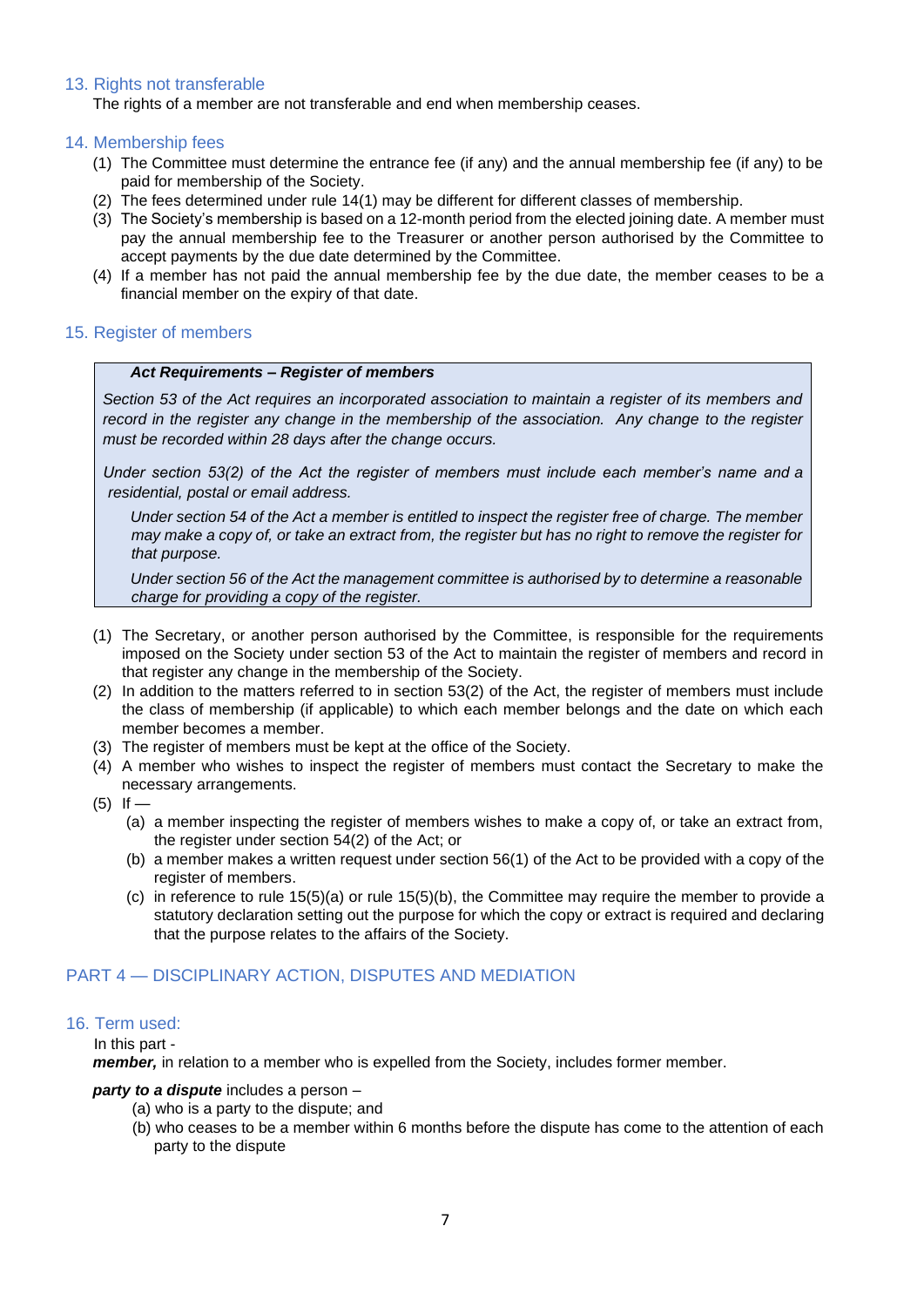## 13. Rights not transferable

The rights of a member are not transferable and end when membership ceases.

## 14. Membership fees

(1) The Committee must determine the entrance fee (if any) and the annual membership fee (if any) to be paid for membership of the Society.
(2) The fees determined under rule 14(1) may be different for different classes of membership.
(3) The Society's membership is based on a 12-month period from the elected joining date. A member must pay the annual membership fee to the Treasurer or another person authorised by the Committee to accept payments by the due date determined by the Committee.
(4) If a member has not paid the annual membership fee by the due date, the member ceases to be a financial member on the expiry of that date.

## 15. Register of members

> ***Act Requirements – Register of members***
>
> *Section 53 of the Act requires an incorporated association to maintain a register of its members and record in the register any change in the membership of the association. Any change to the register must be recorded within 28 days after the change occurs.*
>
> *Under section 53(2) of the Act the register of members must include each member's name and a residential, postal or email address.*
>
> *Under section 54 of the Act a member is entitled to inspect the register free of charge. The member may make a copy of, or take an extract from, the register but has no right to remove the register for that purpose.*
>
> *Under section 56 of the Act the management committee is authorised by to determine a reasonable charge for providing a copy of the register.*

(1) The Secretary, or another person authorised by the Committee, is responsible for the requirements imposed on the Society under section 53 of the Act to maintain the register of members and record in that register any change in the membership of the Society.
(2) In addition to the matters referred to in section 53(2) of the Act, the register of members must include the class of membership (if applicable) to which each member belongs and the date on which each member becomes a member.
(3) The register of members must be kept at the office of the Society.
(4) A member who wishes to inspect the register of members must contact the Secretary to make the necessary arrangements.
(5) If —
   (a) a member inspecting the register of members wishes to make a copy of, or take an extract from, the register under section 54(2) of the Act; or
   (b) a member makes a written request under section 56(1) of the Act to be provided with a copy of the register of members.
   (c) in reference to rule 15(5)(a) or rule 15(5)(b), the Committee may require the member to provide a statutory declaration setting out the purpose for which the copy or extract is required and declaring that the purpose relates to the affairs of the Society.

# PART 4 — DISCIPLINARY ACTION, DISPUTES AND MEDIATION

## 16. Term used:

In this part -

***member,*** in relation to a member who is expelled from the Society, includes former member.

***party to a dispute*** includes a person –

(a) who is a party to the dispute; and
(b) who ceases to be a member within 6 months before the dispute has come to the attention of each party to the dispute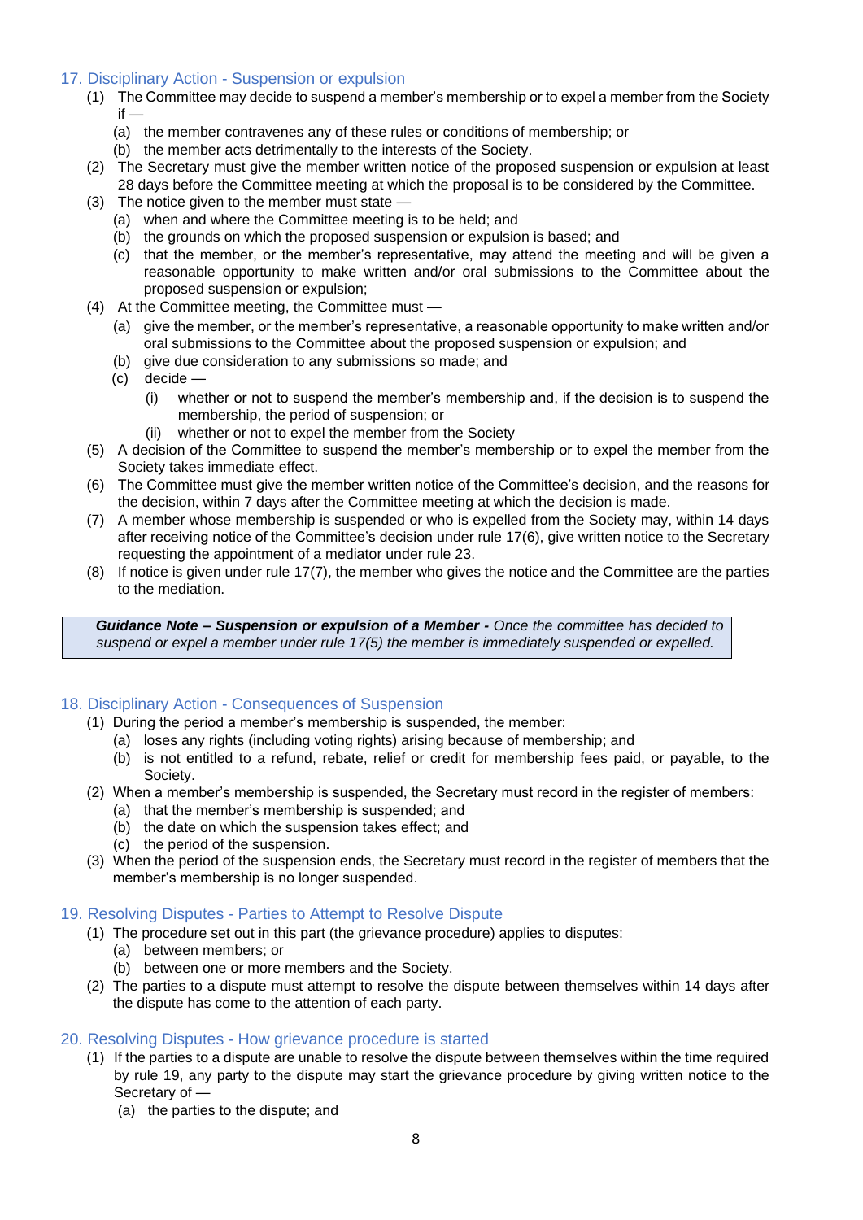## 17. Disciplinary Action - Suspension or expulsion

(1) The Committee may decide to suspend a member's membership or to expel a member from the Society if —

- (a) the member contravenes any of these rules or conditions of membership; or
- (b) the member acts detrimentally to the interests of the Society.

(2) The Secretary must give the member written notice of the proposed suspension or expulsion at least 28 days before the Committee meeting at which the proposal is to be considered by the Committee.

(3) The notice given to the member must state —

- (a) when and where the Committee meeting is to be held; and
- (b) the grounds on which the proposed suspension or expulsion is based; and
- (c) that the member, or the member's representative, may attend the meeting and will be given a reasonable opportunity to make written and/or oral submissions to the Committee about the proposed suspension or expulsion;

(4) At the Committee meeting, the Committee must —

- (a) give the member, or the member's representative, a reasonable opportunity to make written and/or oral submissions to the Committee about the proposed suspension or expulsion; and
- (b) give due consideration to any submissions so made; and
- (c) decide —
  - (i) whether or not to suspend the member's membership and, if the decision is to suspend the membership, the period of suspension; or
  - (ii) whether or not to expel the member from the Society

(5) A decision of the Committee to suspend the member's membership or to expel the member from the Society takes immediate effect.

(6) The Committee must give the member written notice of the Committee's decision, and the reasons for the decision, within 7 days after the Committee meeting at which the decision is made.

(7) A member whose membership is suspended or who is expelled from the Society may, within 14 days after receiving notice of the Committee's decision under rule 17(6), give written notice to the Secretary requesting the appointment of a mediator under rule 23.

(8) If notice is given under rule 17(7), the member who gives the notice and the Committee are the parties to the mediation.

> ***Guidance Note – Suspension or expulsion of a Member -*** *Once the committee has decided to suspend or expel a member under rule 17(5) the member is immediately suspended or expelled.*

## 18. Disciplinary Action - Consequences of Suspension

(1) During the period a member's membership is suspended, the member:

- (a) loses any rights (including voting rights) arising because of membership; and
- (b) is not entitled to a refund, rebate, relief or credit for membership fees paid, or payable, to the Society.

(2) When a member's membership is suspended, the Secretary must record in the register of members:

- (a) that the member's membership is suspended; and
- (b) the date on which the suspension takes effect; and
- (c) the period of the suspension.

(3) When the period of the suspension ends, the Secretary must record in the register of members that the member's membership is no longer suspended.

## 19. Resolving Disputes - Parties to Attempt to Resolve Dispute

(1) The procedure set out in this part (the grievance procedure) applies to disputes:

- (a) between members; or
- (b) between one or more members and the Society.

(2) The parties to a dispute must attempt to resolve the dispute between themselves within 14 days after the dispute has come to the attention of each party.

## 20. Resolving Disputes - How grievance procedure is started

(1) If the parties to a dispute are unable to resolve the dispute between themselves within the time required by rule 19, any party to the dispute may start the grievance procedure by giving written notice to the Secretary of —

- (a) the parties to the dispute; and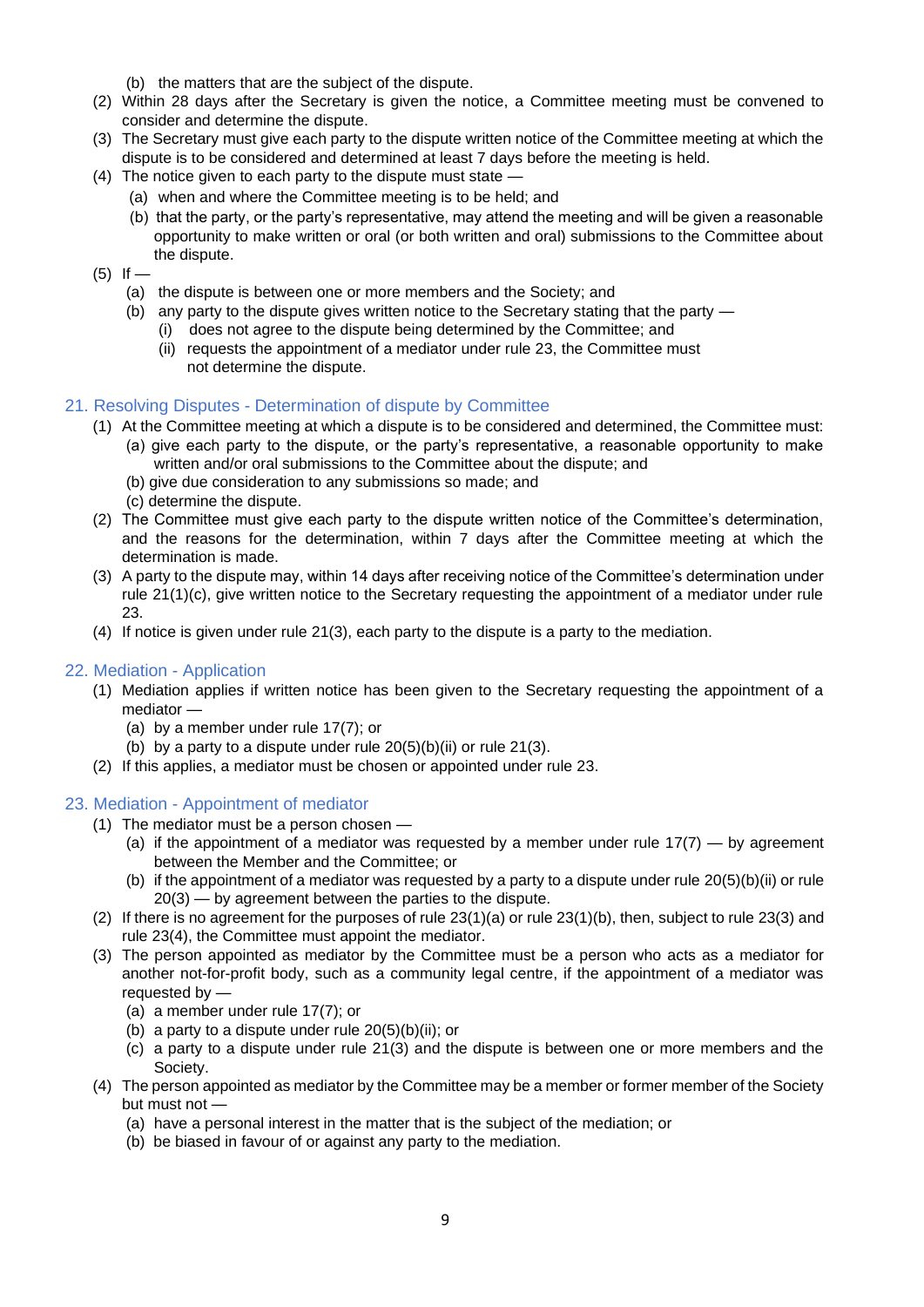(b) the matters that are the subject of the dispute.

(2) Within 28 days after the Secretary is given the notice, a Committee meeting must be convened to consider and determine the dispute.

(3) The Secretary must give each party to the dispute written notice of the Committee meeting at which the dispute is to be considered and determined at least 7 days before the meeting is held.

(4) The notice given to each party to the dispute must state —

   (a) when and where the Committee meeting is to be held; and

   (b) that the party, or the party's representative, may attend the meeting and will be given a reasonable opportunity to make written or oral (or both written and oral) submissions to the Committee about the dispute.

(5) If —

   (a) the dispute is between one or more members and the Society; and

   (b) any party to the dispute gives written notice to the Secretary stating that the party —

      (i) does not agree to the dispute being determined by the Committee; and

      (ii) requests the appointment of a mediator under rule 23, the Committee must not determine the dispute.

## 21. Resolving Disputes - Determination of dispute by Committee

(1) At the Committee meeting at which a dispute is to be considered and determined, the Committee must:

   (a) give each party to the dispute, or the party's representative, a reasonable opportunity to make written and/or oral submissions to the Committee about the dispute; and

   (b) give due consideration to any submissions so made; and

   (c) determine the dispute.

(2) The Committee must give each party to the dispute written notice of the Committee's determination, and the reasons for the determination, within 7 days after the Committee meeting at which the determination is made.

(3) A party to the dispute may, within 14 days after receiving notice of the Committee's determination under rule 21(1)(c), give written notice to the Secretary requesting the appointment of a mediator under rule 23.

(4) If notice is given under rule 21(3), each party to the dispute is a party to the mediation.

## 22. Mediation - Application

(1) Mediation applies if written notice has been given to the Secretary requesting the appointment of a mediator —

   (a) by a member under rule 17(7); or

   (b) by a party to a dispute under rule 20(5)(b)(ii) or rule 21(3).

(2) If this applies, a mediator must be chosen or appointed under rule 23.

## 23. Mediation - Appointment of mediator

(1) The mediator must be a person chosen —

   (a) if the appointment of a mediator was requested by a member under rule 17(7) — by agreement between the Member and the Committee; or

   (b) if the appointment of a mediator was requested by a party to a dispute under rule 20(5)(b)(ii) or rule 20(3) — by agreement between the parties to the dispute.

(2) If there is no agreement for the purposes of rule 23(1)(a) or rule 23(1)(b), then, subject to rule 23(3) and rule 23(4), the Committee must appoint the mediator.

(3) The person appointed as mediator by the Committee must be a person who acts as a mediator for another not-for-profit body, such as a community legal centre, if the appointment of a mediator was requested by —

   (a) a member under rule 17(7); or

   (b) a party to a dispute under rule 20(5)(b)(ii); or

   (c) a party to a dispute under rule 21(3) and the dispute is between one or more members and the Society.

(4) The person appointed as mediator by the Committee may be a member or former member of the Society but must not —

   (a) have a personal interest in the matter that is the subject of the mediation; or

   (b) be biased in favour of or against any party to the mediation.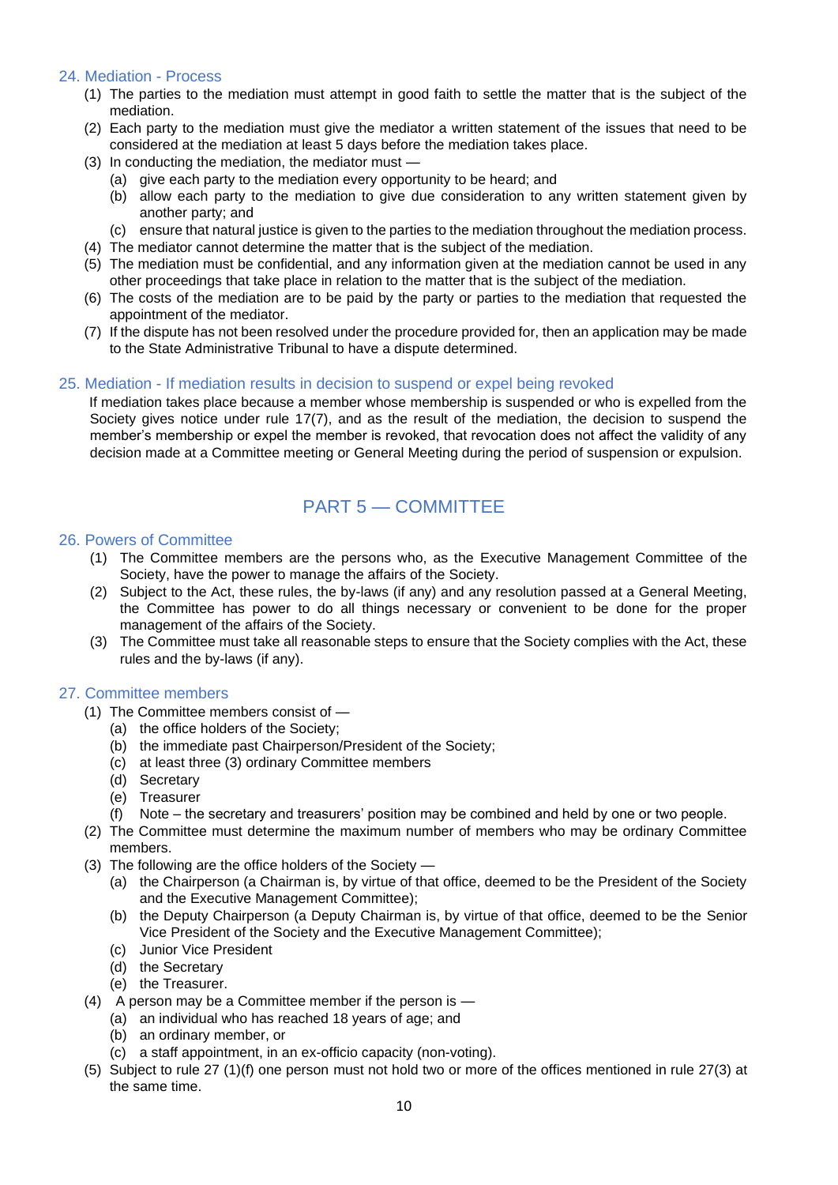### 24. Mediation - Process

(1) The parties to the mediation must attempt in good faith to settle the matter that is the subject of the mediation.

(2) Each party to the mediation must give the mediator a written statement of the issues that need to be considered at the mediation at least 5 days before the mediation takes place.

(3) In conducting the mediation, the mediator must —

  (a) give each party to the mediation every opportunity to be heard; and

  (b) allow each party to the mediation to give due consideration to any written statement given by another party; and

  (c) ensure that natural justice is given to the parties to the mediation throughout the mediation process.

(4) The mediator cannot determine the matter that is the subject of the mediation.

(5) The mediation must be confidential, and any information given at the mediation cannot be used in any other proceedings that take place in relation to the matter that is the subject of the mediation.

(6) The costs of the mediation are to be paid by the party or parties to the mediation that requested the appointment of the mediator.

(7) If the dispute has not been resolved under the procedure provided for, then an application may be made to the State Administrative Tribunal to have a dispute determined.

### 25. Mediation - If mediation results in decision to suspend or expel being revoked

If mediation takes place because a member whose membership is suspended or who is expelled from the Society gives notice under rule 17(7), and as the result of the mediation, the decision to suspend the member's membership or expel the member is revoked, that revocation does not affect the validity of any decision made at a Committee meeting or General Meeting during the period of suspension or expulsion.

## PART 5 — COMMITTEE

### 26. Powers of Committee

(1) The Committee members are the persons who, as the Executive Management Committee of the Society, have the power to manage the affairs of the Society.

(2) Subject to the Act, these rules, the by-laws (if any) and any resolution passed at a General Meeting, the Committee has power to do all things necessary or convenient to be done for the proper management of the affairs of the Society.

(3) The Committee must take all reasonable steps to ensure that the Society complies with the Act, these rules and the by-laws (if any).

### 27. Committee members

(1) The Committee members consist of —

  (a) the office holders of the Society;

  (b) the immediate past Chairperson/President of the Society;

  (c) at least three (3) ordinary Committee members

  (d) Secretary

  (e) Treasurer

  (f) Note – the secretary and treasurers' position may be combined and held by one or two people.

(2) The Committee must determine the maximum number of members who may be ordinary Committee members.

(3) The following are the office holders of the Society —

  (a) the Chairperson (a Chairman is, by virtue of that office, deemed to be the President of the Society and the Executive Management Committee);

  (b) the Deputy Chairperson (a Deputy Chairman is, by virtue of that office, deemed to be the Senior Vice President of the Society and the Executive Management Committee);

  (c) Junior Vice President

  (d) the Secretary

  (e) the Treasurer.

(4) A person may be a Committee member if the person is —

  (a) an individual who has reached 18 years of age; and

  (b) an ordinary member, or

  (c) a staff appointment, in an ex-officio capacity (non-voting).

(5) Subject to rule 27 (1)(f) one person must not hold two or more of the offices mentioned in rule 27(3) at the same time.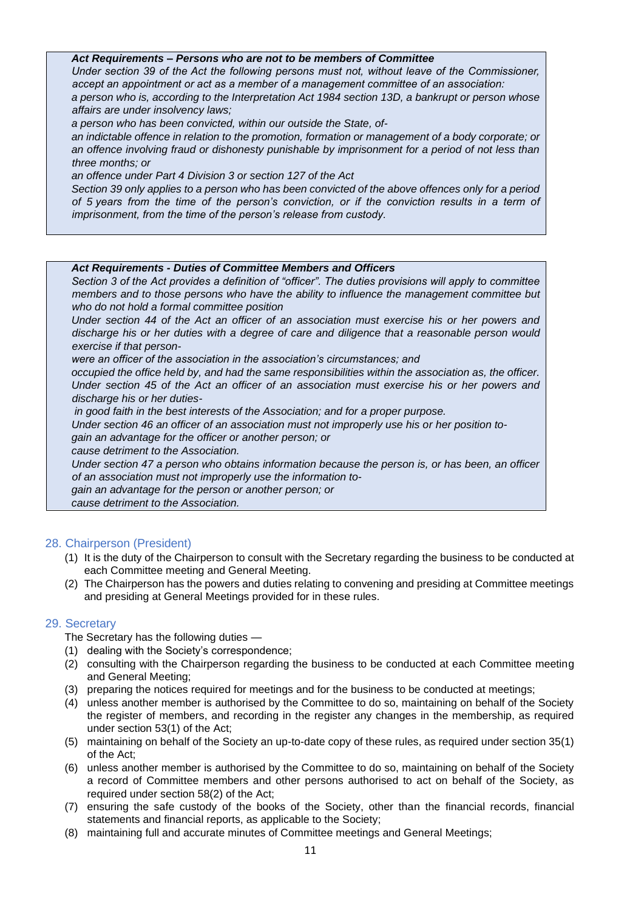> ***Act Requirements – Persons who are not to be members of Committee***
>
> *Under section 39 of the Act the following persons must not, without leave of the Commissioner, accept an appointment or act as a member of a management committee of an association:*
>
> *a person who is, according to the Interpretation Act 1984 section 13D, a bankrupt or person whose affairs are under insolvency laws;*
>
> *a person who has been convicted, within our outside the State, of-*
>
> *an indictable offence in relation to the promotion, formation or management of a body corporate; or*
>
> *an offence involving fraud or dishonesty punishable by imprisonment for a period of not less than three months; or*
>
> *an offence under Part 4 Division 3 or section 127 of the Act*
>
> *Section 39 only applies to a person who has been convicted of the above offences only for a period of 5 years from the time of the person's conviction, or if the conviction results in a term of imprisonment, from the time of the person's release from custody.*

> ***Act Requirements - Duties of Committee Members and Officers***
>
> *Section 3 of the Act provides a definition of "officer". The duties provisions will apply to committee members and to those persons who have the ability to influence the management committee but who do not hold a formal committee position*
>
> *Under section 44 of the Act an officer of an association must exercise his or her powers and discharge his or her duties with a degree of care and diligence that a reasonable person would exercise if that person-*
>
> *were an officer of the association in the association's circumstances; and*
>
> *occupied the office held by, and had the same responsibilities within the association as, the officer.*
>
> *Under section 45 of the Act an officer of an association must exercise his or her powers and discharge his or her duties-*
>
> *in good faith in the best interests of the Association; and for a proper purpose.*
>
> *Under section 46 an officer of an association must not improperly use his or her position to-*
>
> *gain an advantage for the officer or another person; or*
>
> *cause detriment to the Association.*
>
> *Under section 47 a person who obtains information because the person is, or has been, an officer of an association must not improperly use the information to-*
>
> *gain an advantage for the person or another person; or*
>
> *cause detriment to the Association.*

## 28. Chairperson (President)

(1) It is the duty of the Chairperson to consult with the Secretary regarding the business to be conducted at each Committee meeting and General Meeting.

(2) The Chairperson has the powers and duties relating to convening and presiding at Committee meetings and presiding at General Meetings provided for in these rules.

## 29. Secretary

The Secretary has the following duties —

(1) dealing with the Society's correspondence;

(2) consulting with the Chairperson regarding the business to be conducted at each Committee meeting and General Meeting;

(3) preparing the notices required for meetings and for the business to be conducted at meetings;

(4) unless another member is authorised by the Committee to do so, maintaining on behalf of the Society the register of members, and recording in the register any changes in the membership, as required under section 53(1) of the Act;

(5) maintaining on behalf of the Society an up-to-date copy of these rules, as required under section 35(1) of the Act;

(6) unless another member is authorised by the Committee to do so, maintaining on behalf of the Society a record of Committee members and other persons authorised to act on behalf of the Society, as required under section 58(2) of the Act;

(7) ensuring the safe custody of the books of the Society, other than the financial records, financial statements and financial reports, as applicable to the Society;

(8) maintaining full and accurate minutes of Committee meetings and General Meetings;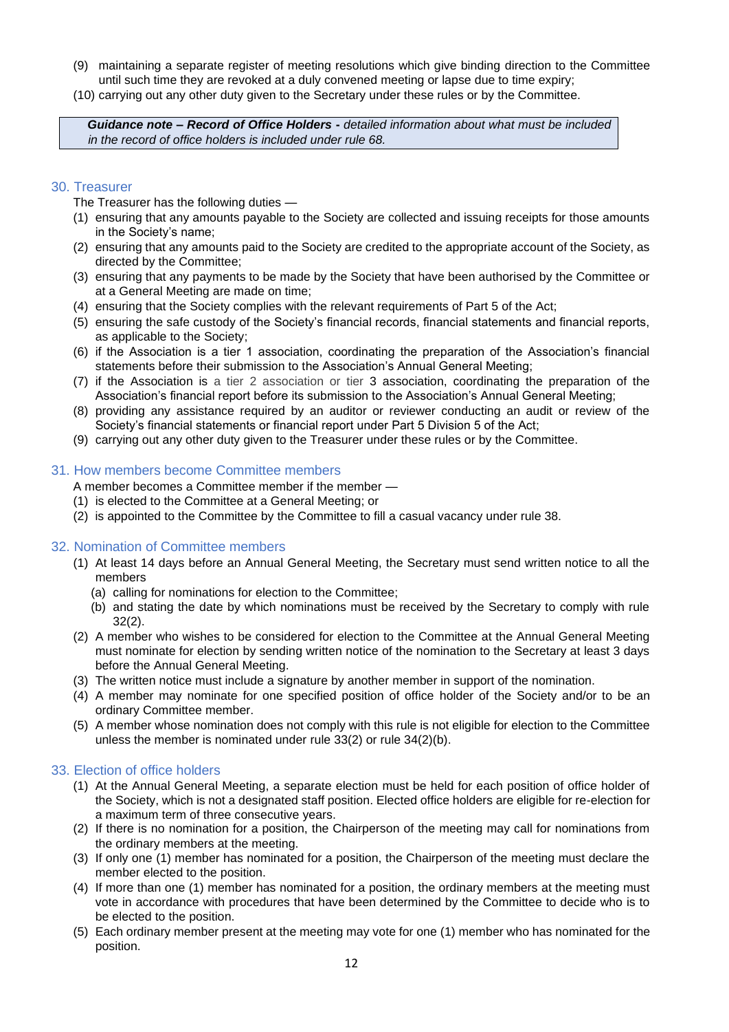(9) maintaining a separate register of meeting resolutions which give binding direction to the Committee until such time they are revoked at a duly convened meeting or lapse due to time expiry;

(10) carrying out any other duty given to the Secretary under these rules or by the Committee.

> ***Guidance note – Record of Office Holders -*** *detailed information about what must be included in the record of office holders is included under rule 68.*

## 30. Treasurer

The Treasurer has the following duties —

(1) ensuring that any amounts payable to the Society are collected and issuing receipts for those amounts in the Society's name;

(2) ensuring that any amounts paid to the Society are credited to the appropriate account of the Society, as directed by the Committee;

(3) ensuring that any payments to be made by the Society that have been authorised by the Committee or at a General Meeting are made on time;

(4) ensuring that the Society complies with the relevant requirements of Part 5 of the Act;

(5) ensuring the safe custody of the Society's financial records, financial statements and financial reports, as applicable to the Society;

(6) if the Association is a tier 1 association, coordinating the preparation of the Association's financial statements before their submission to the Association's Annual General Meeting;

(7) if the Association is a tier 2 association or tier 3 association, coordinating the preparation of the Association's financial report before its submission to the Association's Annual General Meeting;

(8) providing any assistance required by an auditor or reviewer conducting an audit or review of the Society's financial statements or financial report under Part 5 Division 5 of the Act;

(9) carrying out any other duty given to the Treasurer under these rules or by the Committee.

## 31. How members become Committee members

A member becomes a Committee member if the member —

(1) is elected to the Committee at a General Meeting; or

(2) is appointed to the Committee by the Committee to fill a casual vacancy under rule 38.

## 32. Nomination of Committee members

(1) At least 14 days before an Annual General Meeting, the Secretary must send written notice to all the members

   (a) calling for nominations for election to the Committee;

   (b) and stating the date by which nominations must be received by the Secretary to comply with rule 32(2).

(2) A member who wishes to be considered for election to the Committee at the Annual General Meeting must nominate for election by sending written notice of the nomination to the Secretary at least 3 days before the Annual General Meeting.

(3) The written notice must include a signature by another member in support of the nomination.

(4) A member may nominate for one specified position of office holder of the Society and/or to be an ordinary Committee member.

(5) A member whose nomination does not comply with this rule is not eligible for election to the Committee unless the member is nominated under rule 33(2) or rule 34(2)(b).

## 33. Election of office holders

(1) At the Annual General Meeting, a separate election must be held for each position of office holder of the Society, which is not a designated staff position. Elected office holders are eligible for re-election for a maximum term of three consecutive years.

(2) If there is no nomination for a position, the Chairperson of the meeting may call for nominations from the ordinary members at the meeting.

(3) If only one (1) member has nominated for a position, the Chairperson of the meeting must declare the member elected to the position.

(4) If more than one (1) member has nominated for a position, the ordinary members at the meeting must vote in accordance with procedures that have been determined by the Committee to decide who is to be elected to the position.

(5) Each ordinary member present at the meeting may vote for one (1) member who has nominated for the position.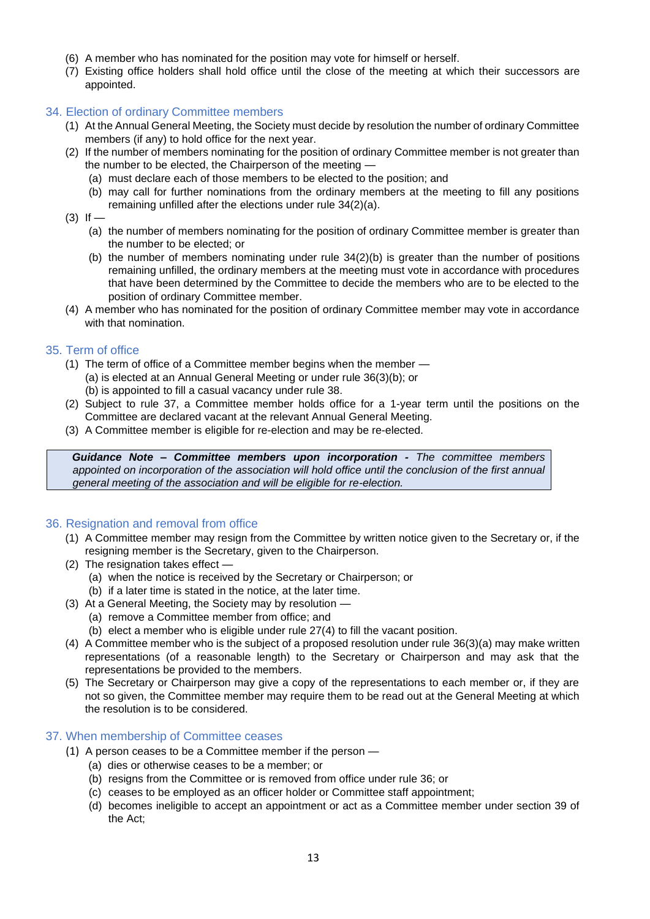(6) A member who has nominated for the position may vote for himself or herself.

(7) Existing office holders shall hold office until the close of the meeting at which their successors are appointed.

## 34. Election of ordinary Committee members

(1) At the Annual General Meeting, the Society must decide by resolution the number of ordinary Committee members (if any) to hold office for the next year.

(2) If the number of members nominating for the position of ordinary Committee member is not greater than the number to be elected, the Chairperson of the meeting —

- (a) must declare each of those members to be elected to the position; and
- (b) may call for further nominations from the ordinary members at the meeting to fill any positions remaining unfilled after the elections under rule 34(2)(a).

(3) If —

- (a) the number of members nominating for the position of ordinary Committee member is greater than the number to be elected; or
- (b) the number of members nominating under rule 34(2)(b) is greater than the number of positions remaining unfilled, the ordinary members at the meeting must vote in accordance with procedures that have been determined by the Committee to decide the members who are to be elected to the position of ordinary Committee member.

(4) A member who has nominated for the position of ordinary Committee member may vote in accordance with that nomination.

## 35. Term of office

(1) The term of office of a Committee member begins when the member —
(a) is elected at an Annual General Meeting or under rule 36(3)(b); or
(b) is appointed to fill a casual vacancy under rule 38.

(2) Subject to rule 37, a Committee member holds office for a 1-year term until the positions on the Committee are declared vacant at the relevant Annual General Meeting.

(3) A Committee member is eligible for re-election and may be re-elected.

> ***Guidance Note – Committee members upon incorporation -*** *The committee members appointed on incorporation of the association will hold office until the conclusion of the first annual general meeting of the association and will be eligible for re-election.*

## 36. Resignation and removal from office

(1) A Committee member may resign from the Committee by written notice given to the Secretary or, if the resigning member is the Secretary, given to the Chairperson.

(2) The resignation takes effect —

- (a) when the notice is received by the Secretary or Chairperson; or
- (b) if a later time is stated in the notice, at the later time.

(3) At a General Meeting, the Society may by resolution —

- (a) remove a Committee member from office; and
- (b) elect a member who is eligible under rule 27(4) to fill the vacant position.

(4) A Committee member who is the subject of a proposed resolution under rule 36(3)(a) may make written representations (of a reasonable length) to the Secretary or Chairperson and may ask that the representations be provided to the members.

(5) The Secretary or Chairperson may give a copy of the representations to each member or, if they are not so given, the Committee member may require them to be read out at the General Meeting at which the resolution is to be considered.

## 37. When membership of Committee ceases

(1) A person ceases to be a Committee member if the person —

- (a) dies or otherwise ceases to be a member; or
- (b) resigns from the Committee or is removed from office under rule 36; or
- (c) ceases to be employed as an officer holder or Committee staff appointment;
- (d) becomes ineligible to accept an appointment or act as a Committee member under section 39 of the Act;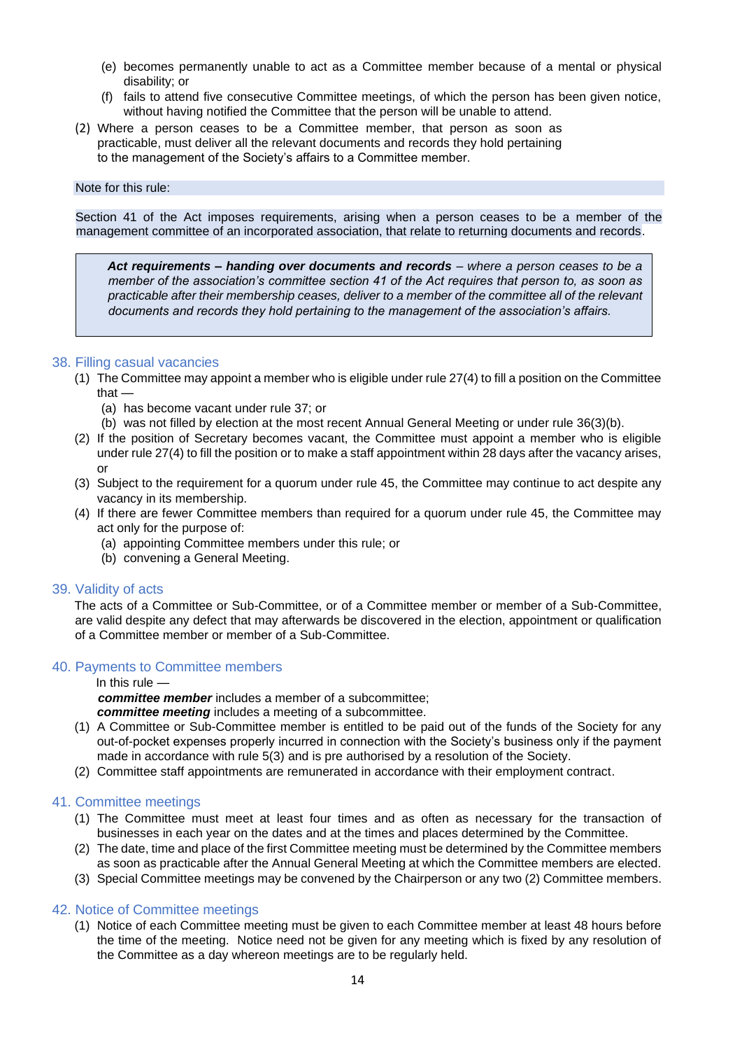(e) becomes permanently unable to act as a Committee member because of a mental or physical disability; or
(f) fails to attend five consecutive Committee meetings, of which the person has been given notice, without having notified the Committee that the person will be unable to attend.

(2) Where a person ceases to be a Committee member, that person as soon as practicable, must deliver all the relevant documents and records they hold pertaining to the management of the Society's affairs to a Committee member.

Note for this rule:

Section 41 of the Act imposes requirements, arising when a person ceases to be a member of the management committee of an incorporated association, that relate to returning documents and records.

> ***Act requirements – handing over documents and records*** *– where a person ceases to be a member of the association's committee section 41 of the Act requires that person to, as soon as practicable after their membership ceases, deliver to a member of the committee all of the relevant documents and records they hold pertaining to the management of the association's affairs.*

## 38. Filling casual vacancies

(1) The Committee may appoint a member who is eligible under rule 27(4) to fill a position on the Committee that —
   (a) has become vacant under rule 37; or
   (b) was not filled by election at the most recent Annual General Meeting or under rule 36(3)(b).

(2) If the position of Secretary becomes vacant, the Committee must appoint a member who is eligible under rule 27(4) to fill the position or to make a staff appointment within 28 days after the vacancy arises, or

(3) Subject to the requirement for a quorum under rule 45, the Committee may continue to act despite any vacancy in its membership.

(4) If there are fewer Committee members than required for a quorum under rule 45, the Committee may act only for the purpose of:
   (a) appointing Committee members under this rule; or
   (b) convening a General Meeting.

## 39. Validity of acts

The acts of a Committee or Sub-Committee, or of a Committee member or member of a Sub-Committee, are valid despite any defect that may afterwards be discovered in the election, appointment or qualification of a Committee member or member of a Sub-Committee.

## 40. Payments to Committee members

In this rule —

***committee member*** includes a member of a subcommittee;
***committee meeting*** includes a meeting of a subcommittee.

(1) A Committee or Sub-Committee member is entitled to be paid out of the funds of the Society for any out-of-pocket expenses properly incurred in connection with the Society's business only if the payment made in accordance with rule 5(3) and is pre authorised by a resolution of the Society.

(2) Committee staff appointments are remunerated in accordance with their employment contract.

## 41. Committee meetings

(1) The Committee must meet at least four times and as often as necessary for the transaction of businesses in each year on the dates and at the times and places determined by the Committee.

(2) The date, time and place of the first Committee meeting must be determined by the Committee members as soon as practicable after the Annual General Meeting at which the Committee members are elected.

(3) Special Committee meetings may be convened by the Chairperson or any two (2) Committee members.

## 42. Notice of Committee meetings

(1) Notice of each Committee meeting must be given to each Committee member at least 48 hours before the time of the meeting. Notice need not be given for any meeting which is fixed by any resolution of the Committee as a day whereon meetings are to be regularly held.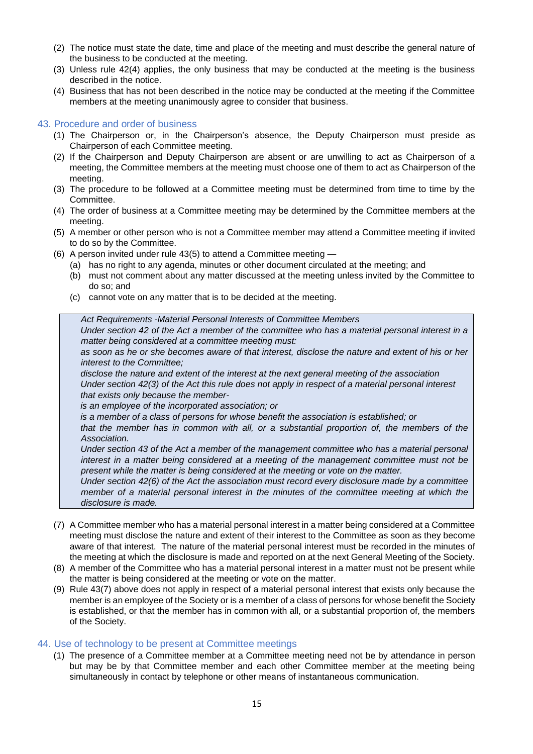(2) The notice must state the date, time and place of the meeting and must describe the general nature of the business to be conducted at the meeting.

(3) Unless rule 42(4) applies, the only business that may be conducted at the meeting is the business described in the notice.

(4) Business that has not been described in the notice may be conducted at the meeting if the Committee members at the meeting unanimously agree to consider that business.

## 43. Procedure and order of business

(1) The Chairperson or, in the Chairperson's absence, the Deputy Chairperson must preside as Chairperson of each Committee meeting.

(2) If the Chairperson and Deputy Chairperson are absent or are unwilling to act as Chairperson of a meeting, the Committee members at the meeting must choose one of them to act as Chairperson of the meeting.

(3) The procedure to be followed at a Committee meeting must be determined from time to time by the Committee.

(4) The order of business at a Committee meeting may be determined by the Committee members at the meeting.

(5) A member or other person who is not a Committee member may attend a Committee meeting if invited to do so by the Committee.

(6) A person invited under rule 43(5) to attend a Committee meeting —
   - (a) has no right to any agenda, minutes or other document circulated at the meeting; and
   - (b) must not comment about any matter discussed at the meeting unless invited by the Committee to do so; and
   - (c) cannot vote on any matter that is to be decided at the meeting.

> *Act Requirements -Material Personal Interests of Committee Members*
>
> *Under section 42 of the Act a member of the committee who has a material personal interest in a matter being considered at a committee meeting must:*
>
> *as soon as he or she becomes aware of that interest, disclose the nature and extent of his or her interest to the Committee;*
>
> *disclose the nature and extent of the interest at the next general meeting of the association*
>
> *Under section 42(3) of the Act this rule does not apply in respect of a material personal interest that exists only because the member-*
>
> *is an employee of the incorporated association; or*
>
> *is a member of a class of persons for whose benefit the association is established; or*
>
> *that the member has in common with all, or a substantial proportion of, the members of the Association.*
>
> *Under section 43 of the Act a member of the management committee who has a material personal interest in a matter being considered at a meeting of the management committee must not be present while the matter is being considered at the meeting or vote on the matter.*
>
> *Under section 42(6) of the Act the association must record every disclosure made by a committee member of a material personal interest in the minutes of the committee meeting at which the disclosure is made.*

(7) A Committee member who has a material personal interest in a matter being considered at a Committee meeting must disclose the nature and extent of their interest to the Committee as soon as they become aware of that interest. The nature of the material personal interest must be recorded in the minutes of the meeting at which the disclosure is made and reported on at the next General Meeting of the Society.

(8) A member of the Committee who has a material personal interest in a matter must not be present while the matter is being considered at the meeting or vote on the matter.

(9) Rule 43(7) above does not apply in respect of a material personal interest that exists only because the member is an employee of the Society or is a member of a class of persons for whose benefit the Society is established, or that the member has in common with all, or a substantial proportion of, the members of the Society.

## 44. Use of technology to be present at Committee meetings

(1) The presence of a Committee member at a Committee meeting need not be by attendance in person but may be by that Committee member and each other Committee member at the meeting being simultaneously in contact by telephone or other means of instantaneous communication.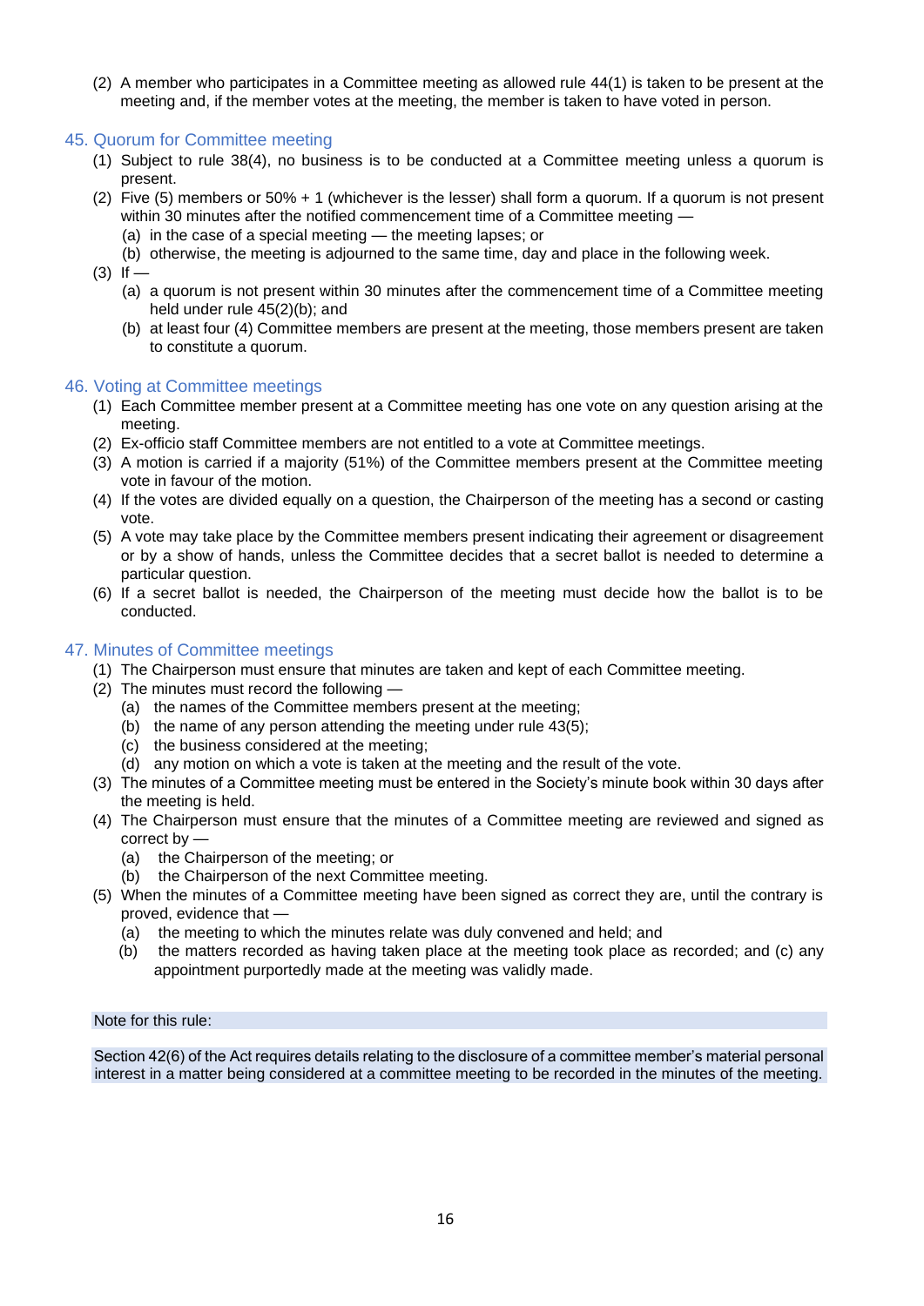(2) A member who participates in a Committee meeting as allowed rule 44(1) is taken to be present at the meeting and, if the member votes at the meeting, the member is taken to have voted in person.

## 45. Quorum for Committee meeting

(1) Subject to rule 38(4), no business is to be conducted at a Committee meeting unless a quorum is present.

(2) Five (5) members or 50% + 1 (whichever is the lesser) shall form a quorum. If a quorum is not present within 30 minutes after the notified commencement time of a Committee meeting —

  (a) in the case of a special meeting — the meeting lapses; or

  (b) otherwise, the meeting is adjourned to the same time, day and place in the following week.

(3) If —

  (a) a quorum is not present within 30 minutes after the commencement time of a Committee meeting held under rule 45(2)(b); and

  (b) at least four (4) Committee members are present at the meeting, those members present are taken to constitute a quorum.

## 46. Voting at Committee meetings

(1) Each Committee member present at a Committee meeting has one vote on any question arising at the meeting.

(2) Ex-officio staff Committee members are not entitled to a vote at Committee meetings.

(3) A motion is carried if a majority (51%) of the Committee members present at the Committee meeting vote in favour of the motion.

(4) If the votes are divided equally on a question, the Chairperson of the meeting has a second or casting vote.

(5) A vote may take place by the Committee members present indicating their agreement or disagreement or by a show of hands, unless the Committee decides that a secret ballot is needed to determine a particular question.

(6) If a secret ballot is needed, the Chairperson of the meeting must decide how the ballot is to be conducted.

## 47. Minutes of Committee meetings

(1) The Chairperson must ensure that minutes are taken and kept of each Committee meeting.

(2) The minutes must record the following —

  (a) the names of the Committee members present at the meeting;

  (b) the name of any person attending the meeting under rule 43(5);

  (c) the business considered at the meeting;

  (d) any motion on which a vote is taken at the meeting and the result of the vote.

(3) The minutes of a Committee meeting must be entered in the Society's minute book within 30 days after the meeting is held.

(4) The Chairperson must ensure that the minutes of a Committee meeting are reviewed and signed as correct by —

  (a) the Chairperson of the meeting; or

  (b) the Chairperson of the next Committee meeting.

(5) When the minutes of a Committee meeting have been signed as correct they are, until the contrary is proved, evidence that —

  (a) the meeting to which the minutes relate was duly convened and held; and

  (b) the matters recorded as having taken place at the meeting took place as recorded; and (c) any appointment purportedly made at the meeting was validly made.

Note for this rule:

Section 42(6) of the Act requires details relating to the disclosure of a committee member's material personal interest in a matter being considered at a committee meeting to be recorded in the minutes of the meeting.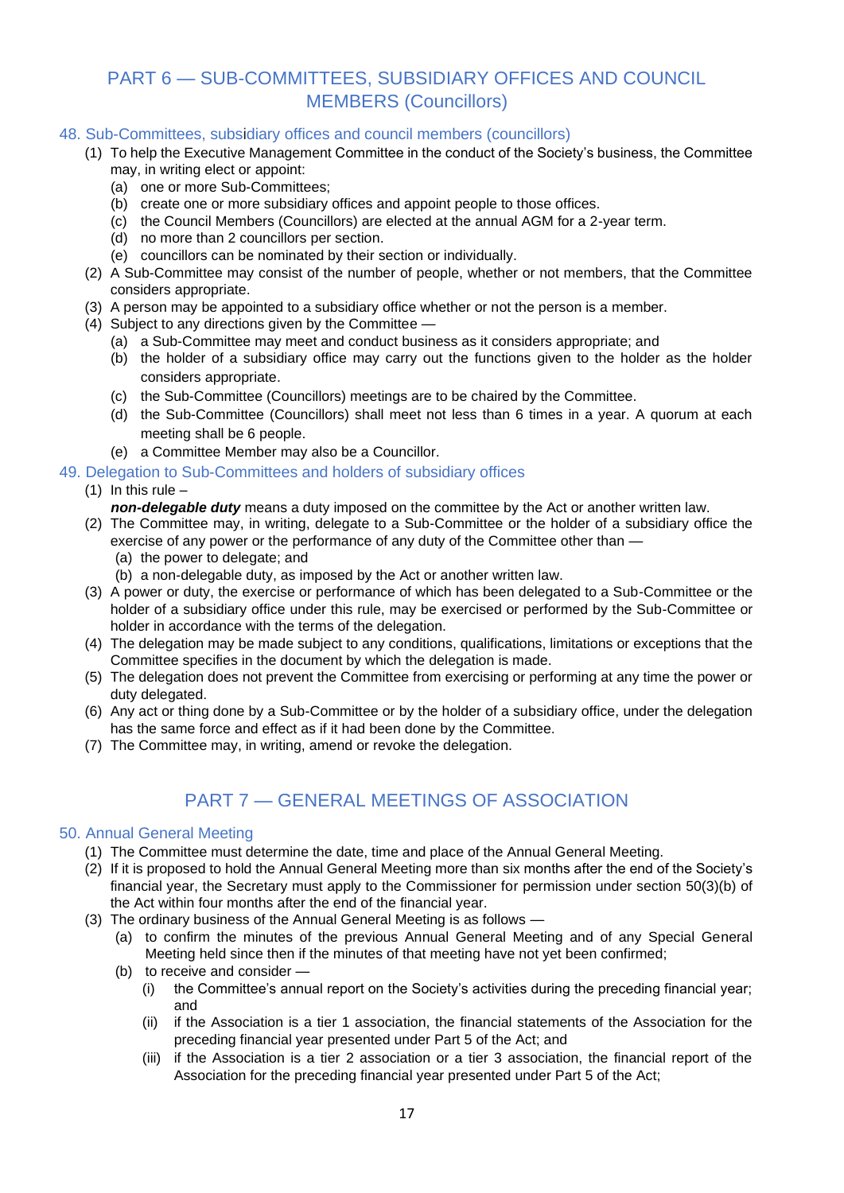## PART 6 — SUB-COMMITTEES, SUBSIDIARY OFFICES AND COUNCIL MEMBERS (Councillors)

### 48. Sub-Committees, subsidiary offices and council members (councillors)

(1) To help the Executive Management Committee in the conduct of the Society's business, the Committee may, in writing elect or appoint:

- (a) one or more Sub-Committees;
- (b) create one or more subsidiary offices and appoint people to those offices.
- (c) the Council Members (Councillors) are elected at the annual AGM for a 2-year term.
- (d) no more than 2 councillors per section.
- (e) councillors can be nominated by their section or individually.

(2) A Sub-Committee may consist of the number of people, whether or not members, that the Committee considers appropriate.

(3) A person may be appointed to a subsidiary office whether or not the person is a member.

(4) Subject to any directions given by the Committee —

- (a) a Sub-Committee may meet and conduct business as it considers appropriate; and
- (b) the holder of a subsidiary office may carry out the functions given to the holder as the holder considers appropriate.
- (c) the Sub-Committee (Councillors) meetings are to be chaired by the Committee.
- (d) the Sub-Committee (Councillors) shall meet not less than 6 times in a year. A quorum at each meeting shall be 6 people.
- (e) a Committee Member may also be a Councillor.

### 49. Delegation to Sub-Committees and holders of subsidiary offices

(1) In this rule –

***non-delegable duty*** means a duty imposed on the committee by the Act or another written law.

(2) The Committee may, in writing, delegate to a Sub-Committee or the holder of a subsidiary office the exercise of any power or the performance of any duty of the Committee other than —

- (a) the power to delegate; and
- (b) a non-delegable duty, as imposed by the Act or another written law.

(3) A power or duty, the exercise or performance of which has been delegated to a Sub-Committee or the holder of a subsidiary office under this rule, may be exercised or performed by the Sub-Committee or holder in accordance with the terms of the delegation.

(4) The delegation may be made subject to any conditions, qualifications, limitations or exceptions that the Committee specifies in the document by which the delegation is made.

(5) The delegation does not prevent the Committee from exercising or performing at any time the power or duty delegated.

(6) Any act or thing done by a Sub-Committee or by the holder of a subsidiary office, under the delegation has the same force and effect as if it had been done by the Committee.

(7) The Committee may, in writing, amend or revoke the delegation.

## PART 7 — GENERAL MEETINGS OF ASSOCIATION

### 50. Annual General Meeting

(1) The Committee must determine the date, time and place of the Annual General Meeting.

(2) If it is proposed to hold the Annual General Meeting more than six months after the end of the Society's financial year, the Secretary must apply to the Commissioner for permission under section 50(3)(b) of the Act within four months after the end of the financial year.

(3) The ordinary business of the Annual General Meeting is as follows —

- (a) to confirm the minutes of the previous Annual General Meeting and of any Special General Meeting held since then if the minutes of that meeting have not yet been confirmed;
- (b) to receive and consider —
  - (i) the Committee's annual report on the Society's activities during the preceding financial year; and
  - (ii) if the Association is a tier 1 association, the financial statements of the Association for the preceding financial year presented under Part 5 of the Act; and
  - (iii) if the Association is a tier 2 association or a tier 3 association, the financial report of the Association for the preceding financial year presented under Part 5 of the Act;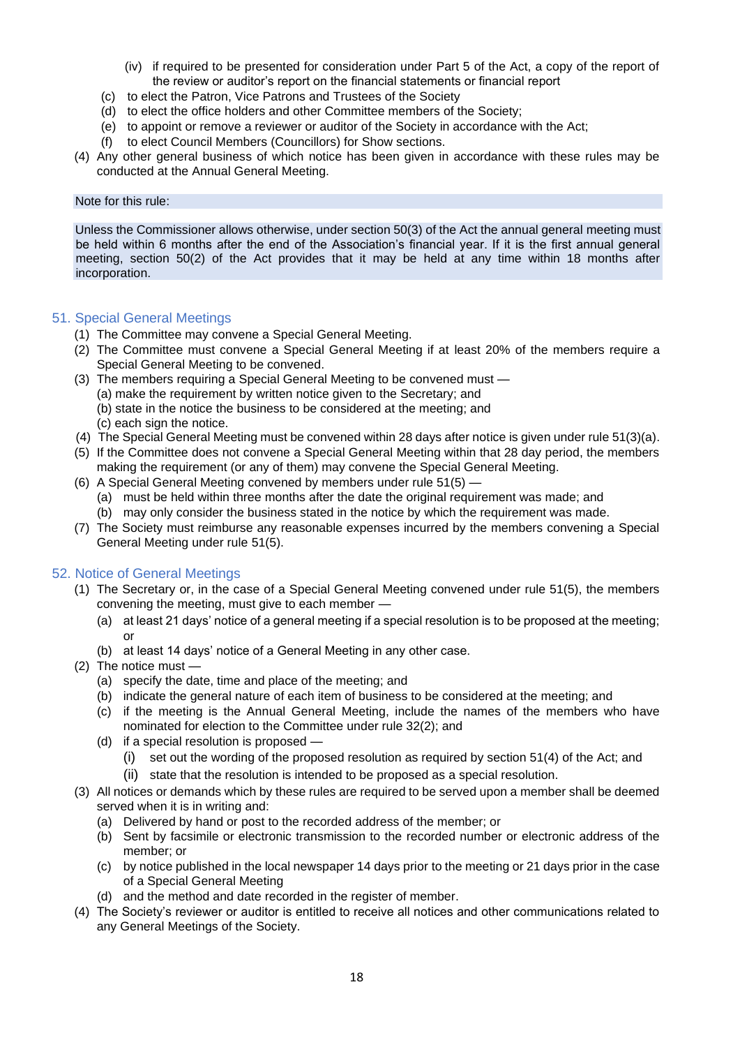(iv) if required to be presented for consideration under Part 5 of the Act, a copy of the report of the review or auditor's report on the financial statements or financial report

(c) to elect the Patron, Vice Patrons and Trustees of the Society

(d) to elect the office holders and other Committee members of the Society;

(e) to appoint or remove a reviewer or auditor of the Society in accordance with the Act;

(f) to elect Council Members (Councillors) for Show sections.

(4) Any other general business of which notice has been given in accordance with these rules may be conducted at the Annual General Meeting.

Note for this rule:

Unless the Commissioner allows otherwise, under section 50(3) of the Act the annual general meeting must be held within 6 months after the end of the Association's financial year. If it is the first annual general meeting, section 50(2) of the Act provides that it may be held at any time within 18 months after incorporation.

## 51. Special General Meetings

(1) The Committee may convene a Special General Meeting.

(2) The Committee must convene a Special General Meeting if at least 20% of the members require a Special General Meeting to be convened.

(3) The members requiring a Special General Meeting to be convened must —

(a) make the requirement by written notice given to the Secretary; and

(b) state in the notice the business to be considered at the meeting; and

(c) each sign the notice.

(4) The Special General Meeting must be convened within 28 days after notice is given under rule 51(3)(a).

(5) If the Committee does not convene a Special General Meeting within that 28 day period, the members making the requirement (or any of them) may convene the Special General Meeting.

(6) A Special General Meeting convened by members under rule 51(5) —

(a) must be held within three months after the date the original requirement was made; and

(b) may only consider the business stated in the notice by which the requirement was made.

(7) The Society must reimburse any reasonable expenses incurred by the members convening a Special General Meeting under rule 51(5).

## 52. Notice of General Meetings

(1) The Secretary or, in the case of a Special General Meeting convened under rule 51(5), the members convening the meeting, must give to each member —

(a) at least 21 days' notice of a general meeting if a special resolution is to be proposed at the meeting; or

(b) at least 14 days' notice of a General Meeting in any other case.

(2) The notice must —

(a) specify the date, time and place of the meeting; and

(b) indicate the general nature of each item of business to be considered at the meeting; and

(c) if the meeting is the Annual General Meeting, include the names of the members who have nominated for election to the Committee under rule 32(2); and

(d) if a special resolution is proposed —

(i) set out the wording of the proposed resolution as required by section 51(4) of the Act; and

(ii) state that the resolution is intended to be proposed as a special resolution.

(3) All notices or demands which by these rules are required to be served upon a member shall be deemed served when it is in writing and:

(a) Delivered by hand or post to the recorded address of the member; or

(b) Sent by facsimile or electronic transmission to the recorded number or electronic address of the member; or

(c) by notice published in the local newspaper 14 days prior to the meeting or 21 days prior in the case of a Special General Meeting

(d) and the method and date recorded in the register of member.

(4) The Society's reviewer or auditor is entitled to receive all notices and other communications related to any General Meetings of the Society.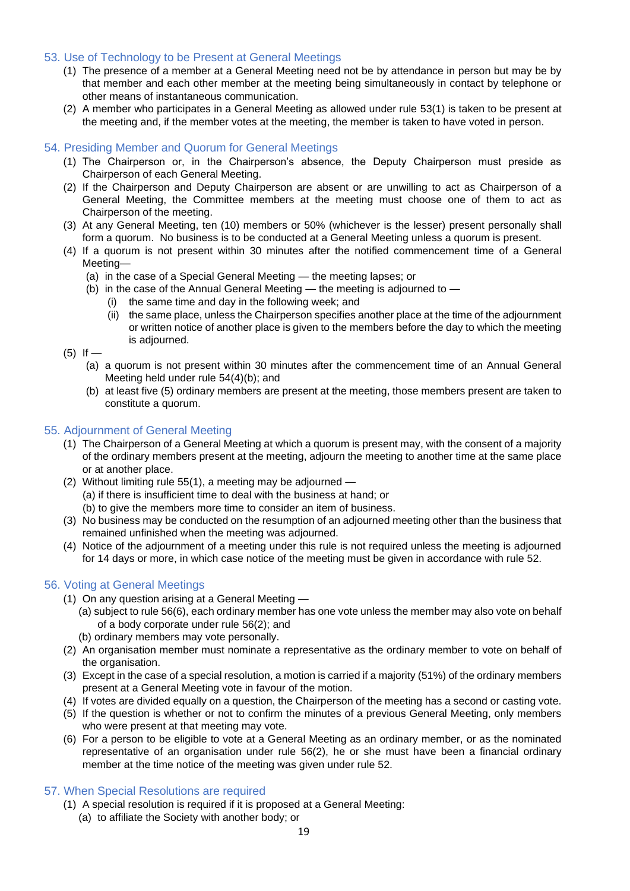## 53. Use of Technology to be Present at General Meetings

(1) The presence of a member at a General Meeting need not be by attendance in person but may be by that member and each other member at the meeting being simultaneously in contact by telephone or other means of instantaneous communication.

(2) A member who participates in a General Meeting as allowed under rule 53(1) is taken to be present at the meeting and, if the member votes at the meeting, the member is taken to have voted in person.

## 54. Presiding Member and Quorum for General Meetings

(1) The Chairperson or, in the Chairperson's absence, the Deputy Chairperson must preside as Chairperson of each General Meeting.

(2) If the Chairperson and Deputy Chairperson are absent or are unwilling to act as Chairperson of a General Meeting, the Committee members at the meeting must choose one of them to act as Chairperson of the meeting.

(3) At any General Meeting, ten (10) members or 50% (whichever is the lesser) present personally shall form a quorum. No business is to be conducted at a General Meeting unless a quorum is present.

(4) If a quorum is not present within 30 minutes after the notified commencement time of a General Meeting—
   - (a) in the case of a Special General Meeting — the meeting lapses; or
   - (b) in the case of the Annual General Meeting — the meeting is adjourned to —
     - (i) the same time and day in the following week; and
     - (ii) the same place, unless the Chairperson specifies another place at the time of the adjournment or written notice of another place is given to the members before the day to which the meeting is adjourned.

(5) If —
   - (a) a quorum is not present within 30 minutes after the commencement time of an Annual General Meeting held under rule 54(4)(b); and
   - (b) at least five (5) ordinary members are present at the meeting, those members present are taken to constitute a quorum.

## 55. Adjournment of General Meeting

(1) The Chairperson of a General Meeting at which a quorum is present may, with the consent of a majority of the ordinary members present at the meeting, adjourn the meeting to another time at the same place or at another place.

(2) Without limiting rule 55(1), a meeting may be adjourned —
   - (a) if there is insufficient time to deal with the business at hand; or
   - (b) to give the members more time to consider an item of business.

(3) No business may be conducted on the resumption of an adjourned meeting other than the business that remained unfinished when the meeting was adjourned.

(4) Notice of the adjournment of a meeting under this rule is not required unless the meeting is adjourned for 14 days or more, in which case notice of the meeting must be given in accordance with rule 52.

## 56. Voting at General Meetings

(1) On any question arising at a General Meeting —
   - (a) subject to rule 56(6), each ordinary member has one vote unless the member may also vote on behalf of a body corporate under rule 56(2); and
   - (b) ordinary members may vote personally.

(2) An organisation member must nominate a representative as the ordinary member to vote on behalf of the organisation.

(3) Except in the case of a special resolution, a motion is carried if a majority (51%) of the ordinary members present at a General Meeting vote in favour of the motion.

(4) If votes are divided equally on a question, the Chairperson of the meeting has a second or casting vote.

(5) If the question is whether or not to confirm the minutes of a previous General Meeting, only members who were present at that meeting may vote.

(6) For a person to be eligible to vote at a General Meeting as an ordinary member, or as the nominated representative of an organisation under rule 56(2), he or she must have been a financial ordinary member at the time notice of the meeting was given under rule 52.

## 57. When Special Resolutions are required

(1) A special resolution is required if it is proposed at a General Meeting:
   - (a) to affiliate the Society with another body; or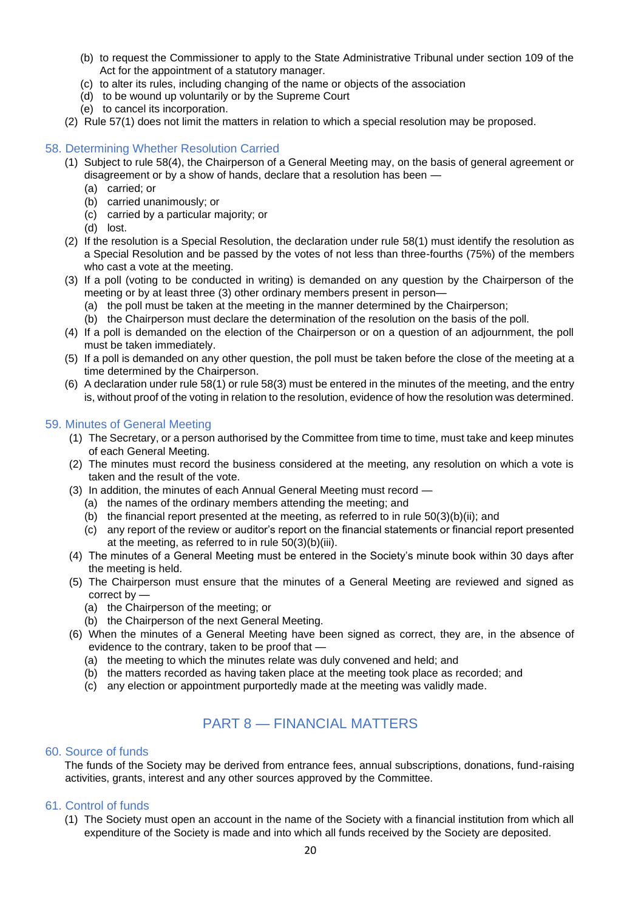(b) to request the Commissioner to apply to the State Administrative Tribunal under section 109 of the Act for the appointment of a statutory manager.

(c) to alter its rules, including changing of the name or objects of the association

(d) to be wound up voluntarily or by the Supreme Court

(e) to cancel its incorporation.

(2) Rule 57(1) does not limit the matters in relation to which a special resolution may be proposed.

## 58. Determining Whether Resolution Carried

(1) Subject to rule 58(4), the Chairperson of a General Meeting may, on the basis of general agreement or disagreement or by a show of hands, declare that a resolution has been —

(a) carried; or

(b) carried unanimously; or

(c) carried by a particular majority; or

(d) lost.

(2) If the resolution is a Special Resolution, the declaration under rule 58(1) must identify the resolution as a Special Resolution and be passed by the votes of not less than three-fourths (75%) of the members who cast a vote at the meeting.

(3) If a poll (voting to be conducted in writing) is demanded on any question by the Chairperson of the meeting or by at least three (3) other ordinary members present in person—

(a) the poll must be taken at the meeting in the manner determined by the Chairperson;

(b) the Chairperson must declare the determination of the resolution on the basis of the poll.

(4) If a poll is demanded on the election of the Chairperson or on a question of an adjournment, the poll must be taken immediately.

(5) If a poll is demanded on any other question, the poll must be taken before the close of the meeting at a time determined by the Chairperson.

(6) A declaration under rule 58(1) or rule 58(3) must be entered in the minutes of the meeting, and the entry is, without proof of the voting in relation to the resolution, evidence of how the resolution was determined.

## 59. Minutes of General Meeting

(1) The Secretary, or a person authorised by the Committee from time to time, must take and keep minutes of each General Meeting.

(2) The minutes must record the business considered at the meeting, any resolution on which a vote is taken and the result of the vote.

(3) In addition, the minutes of each Annual General Meeting must record —

(a) the names of the ordinary members attending the meeting; and

(b) the financial report presented at the meeting, as referred to in rule 50(3)(b)(ii); and

(c) any report of the review or auditor's report on the financial statements or financial report presented at the meeting, as referred to in rule 50(3)(b)(iii).

(4) The minutes of a General Meeting must be entered in the Society's minute book within 30 days after the meeting is held.

(5) The Chairperson must ensure that the minutes of a General Meeting are reviewed and signed as correct by —

(a) the Chairperson of the meeting; or

(b) the Chairperson of the next General Meeting.

(6) When the minutes of a General Meeting have been signed as correct, they are, in the absence of evidence to the contrary, taken to be proof that —

(a) the meeting to which the minutes relate was duly convened and held; and

(b) the matters recorded as having taken place at the meeting took place as recorded; and

(c) any election or appointment purportedly made at the meeting was validly made.

# PART 8 — FINANCIAL MATTERS

## 60. Source of funds

The funds of the Society may be derived from entrance fees, annual subscriptions, donations, fund-raising activities, grants, interest and any other sources approved by the Committee.

## 61. Control of funds

(1) The Society must open an account in the name of the Society with a financial institution from which all expenditure of the Society is made and into which all funds received by the Society are deposited.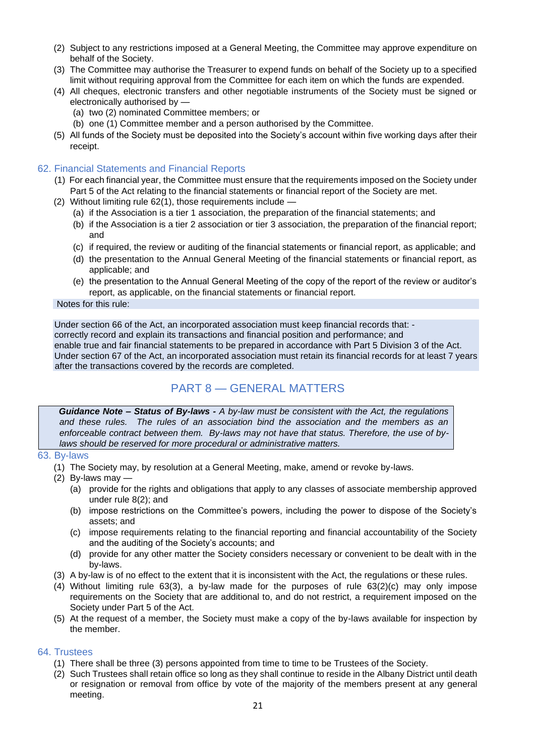(2) Subject to any restrictions imposed at a General Meeting, the Committee may approve expenditure on behalf of the Society.

(3) The Committee may authorise the Treasurer to expend funds on behalf of the Society up to a specified limit without requiring approval from the Committee for each item on which the funds are expended.

(4) All cheques, electronic transfers and other negotiable instruments of the Society must be signed or electronically authorised by —

 (a) two (2) nominated Committee members; or

 (b) one (1) Committee member and a person authorised by the Committee.

(5) All funds of the Society must be deposited into the Society's account within five working days after their receipt.

## 62. Financial Statements and Financial Reports

(1) For each financial year, the Committee must ensure that the requirements imposed on the Society under Part 5 of the Act relating to the financial statements or financial report of the Society are met.

(2) Without limiting rule 62(1), those requirements include —

 (a) if the Association is a tier 1 association, the preparation of the financial statements; and

 (b) if the Association is a tier 2 association or tier 3 association, the preparation of the financial report; and

 (c) if required, the review or auditing of the financial statements or financial report, as applicable; and

 (d) the presentation to the Annual General Meeting of the financial statements or financial report, as applicable; and

 (e) the presentation to the Annual General Meeting of the copy of the report of the review or auditor's report, as applicable, on the financial statements or financial report.

Notes for this rule:

Under section 66 of the Act, an incorporated association must keep financial records that: -
correctly record and explain its transactions and financial position and performance; and
enable true and fair financial statements to be prepared in accordance with Part 5 Division 3 of the Act.
Under section 67 of the Act, an incorporated association must retain its financial records for at least 7 years after the transactions covered by the records are completed.

# PART 8 — GENERAL MATTERS

> ***Guidance Note – Status of By-laws -*** *A by-law must be consistent with the Act, the regulations and these rules. The rules of an association bind the association and the members as an enforceable contract between them. By-laws may not have that status. Therefore, the use of by-laws should be reserved for more procedural or administrative matters.*

## 63. By-laws

(1) The Society may, by resolution at a General Meeting, make, amend or revoke by-laws.

(2) By-laws may —

 (a) provide for the rights and obligations that apply to any classes of associate membership approved under rule 8(2); and

 (b) impose restrictions on the Committee's powers, including the power to dispose of the Society's assets; and

 (c) impose requirements relating to the financial reporting and financial accountability of the Society and the auditing of the Society's accounts; and

 (d) provide for any other matter the Society considers necessary or convenient to be dealt with in the by-laws.

(3) A by-law is of no effect to the extent that it is inconsistent with the Act, the regulations or these rules.

(4) Without limiting rule 63(3), a by-law made for the purposes of rule 63(2)(c) may only impose requirements on the Society that are additional to, and do not restrict, a requirement imposed on the Society under Part 5 of the Act.

(5) At the request of a member, the Society must make a copy of the by-laws available for inspection by the member.

## 64. Trustees

(1) There shall be three (3) persons appointed from time to time to be Trustees of the Society.

(2) Such Trustees shall retain office so long as they shall continue to reside in the Albany District until death or resignation or removal from office by vote of the majority of the members present at any general meeting.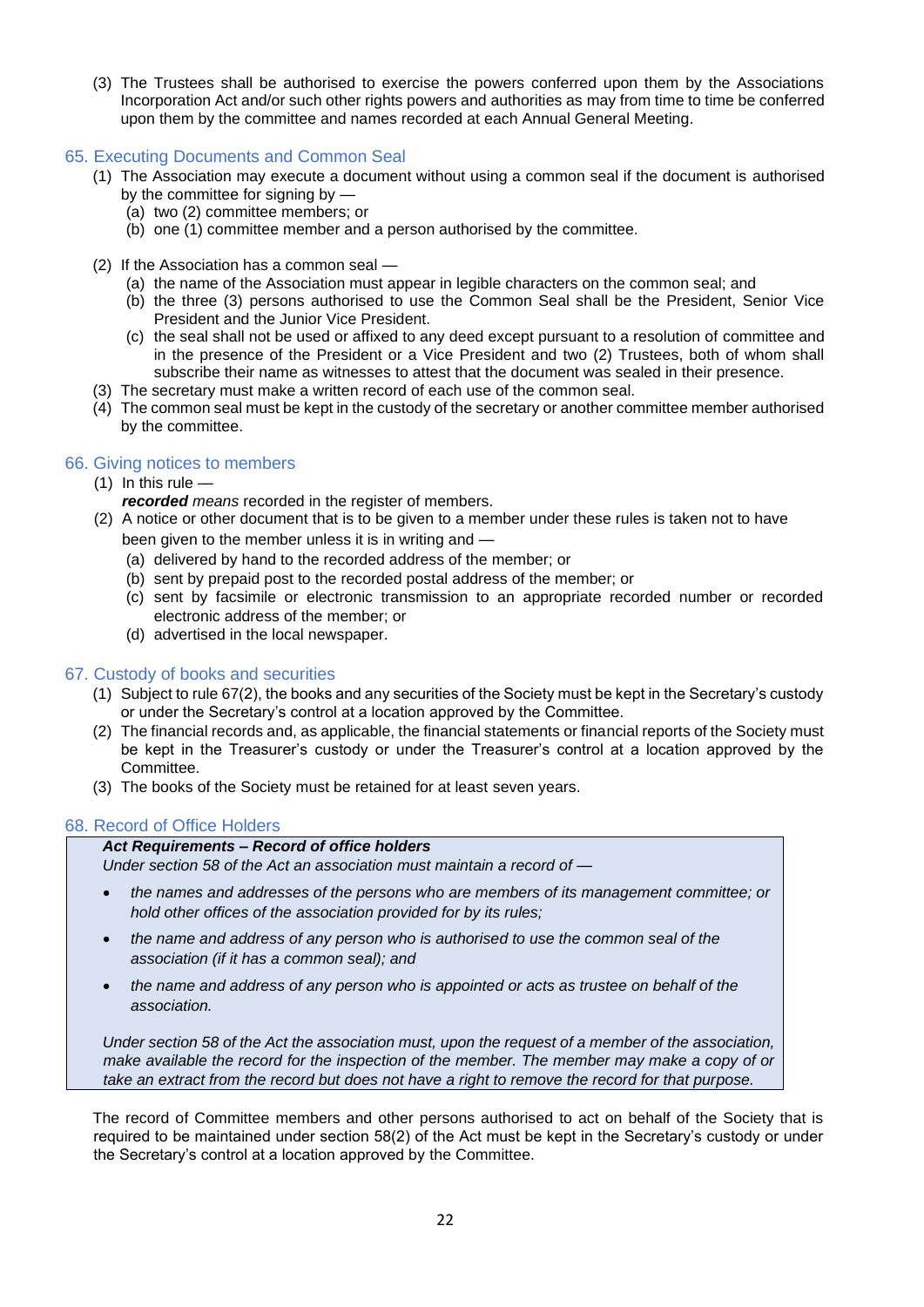(3) The Trustees shall be authorised to exercise the powers conferred upon them by the Associations Incorporation Act and/or such other rights powers and authorities as may from time to time be conferred upon them by the committee and names recorded at each Annual General Meeting.

## 65. Executing Documents and Common Seal

(1) The Association may execute a document without using a common seal if the document is authorised by the committee for signing by —
   (a) two (2) committee members; or
   (b) one (1) committee member and a person authorised by the committee.

(2) If the Association has a common seal —
   (a) the name of the Association must appear in legible characters on the common seal; and
   (b) the three (3) persons authorised to use the Common Seal shall be the President, Senior Vice President and the Junior Vice President.
   (c) the seal shall not be used or affixed to any deed except pursuant to a resolution of committee and in the presence of the President or a Vice President and two (2) Trustees, both of whom shall subscribe their name as witnesses to attest that the document was sealed in their presence.

(3) The secretary must make a written record of each use of the common seal.

(4) The common seal must be kept in the custody of the secretary or another committee member authorised by the committee.

## 66. Giving notices to members

(1) In this rule —
   ***recorded*** *means* recorded in the register of members.

(2) A notice or other document that is to be given to a member under these rules is taken not to have been given to the member unless it is in writing and —
   (a) delivered by hand to the recorded address of the member; or
   (b) sent by prepaid post to the recorded postal address of the member; or
   (c) sent by facsimile or electronic transmission to an appropriate recorded number or recorded electronic address of the member; or
   (d) advertised in the local newspaper.

## 67. Custody of books and securities

(1) Subject to rule 67(2), the books and any securities of the Society must be kept in the Secretary's custody or under the Secretary's control at a location approved by the Committee.

(2) The financial records and, as applicable, the financial statements or financial reports of the Society must be kept in the Treasurer's custody or under the Treasurer's control at a location approved by the Committee.

(3) The books of the Society must be retained for at least seven years.

## 68. Record of Office Holders

> ***Act Requirements – Record of office holders***
> *Under section 58 of the Act an association must maintain a record of —*
>
> - *the names and addresses of the persons who are members of its management committee; or hold other offices of the association provided for by its rules;*
> - *the name and address of any person who is authorised to use the common seal of the association (if it has a common seal); and*
> - *the name and address of any person who is appointed or acts as trustee on behalf of the association.*
>
> *Under section 58 of the Act the association must, upon the request of a member of the association, make available the record for the inspection of the member. The member may make a copy of or take an extract from the record but does not have a right to remove the record for that purpose.*

The record of Committee members and other persons authorised to act on behalf of the Society that is required to be maintained under section 58(2) of the Act must be kept in the Secretary's custody or under the Secretary's control at a location approved by the Committee.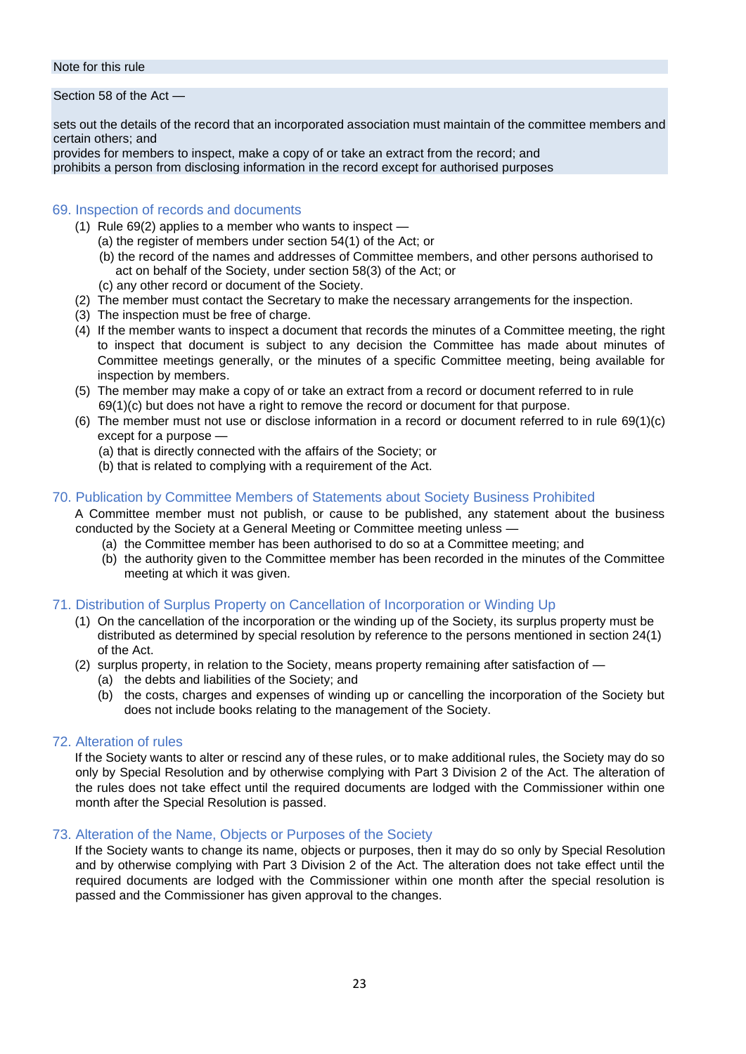Note for this rule

Section 58 of the Act —

sets out the details of the record that an incorporated association must maintain of the committee members and certain others; and
provides for members to inspect, make a copy of or take an extract from the record; and
prohibits a person from disclosing information in the record except for authorised purposes

## 69. Inspection of records and documents

(1) Rule 69(2) applies to a member who wants to inspect —
  (a) the register of members under section 54(1) of the Act; or
  (b) the record of the names and addresses of Committee members, and other persons authorised to act on behalf of the Society, under section 58(3) of the Act; or
  (c) any other record or document of the Society.

(2) The member must contact the Secretary to make the necessary arrangements for the inspection.

(3) The inspection must be free of charge.

(4) If the member wants to inspect a document that records the minutes of a Committee meeting, the right to inspect that document is subject to any decision the Committee has made about minutes of Committee meetings generally, or the minutes of a specific Committee meeting, being available for inspection by members.

(5) The member may make a copy of or take an extract from a record or document referred to in rule 69(1)(c) but does not have a right to remove the record or document for that purpose.

(6) The member must not use or disclose information in a record or document referred to in rule 69(1)(c) except for a purpose —
  (a) that is directly connected with the affairs of the Society; or
  (b) that is related to complying with a requirement of the Act.

## 70. Publication by Committee Members of Statements about Society Business Prohibited

A Committee member must not publish, or cause to be published, any statement about the business conducted by the Society at a General Meeting or Committee meeting unless —

  (a) the Committee member has been authorised to do so at a Committee meeting; and
  (b) the authority given to the Committee member has been recorded in the minutes of the Committee meeting at which it was given.

## 71. Distribution of Surplus Property on Cancellation of Incorporation or Winding Up

(1) On the cancellation of the incorporation or the winding up of the Society, its surplus property must be distributed as determined by special resolution by reference to the persons mentioned in section 24(1) of the Act.

(2) surplus property, in relation to the Society, means property remaining after satisfaction of —
  (a) the debts and liabilities of the Society; and
  (b) the costs, charges and expenses of winding up or cancelling the incorporation of the Society but does not include books relating to the management of the Society.

## 72. Alteration of rules

If the Society wants to alter or rescind any of these rules, or to make additional rules, the Society may do so only by Special Resolution and by otherwise complying with Part 3 Division 2 of the Act. The alteration of the rules does not take effect until the required documents are lodged with the Commissioner within one month after the Special Resolution is passed.

## 73. Alteration of the Name, Objects or Purposes of the Society

If the Society wants to change its name, objects or purposes, then it may do so only by Special Resolution and by otherwise complying with Part 3 Division 2 of the Act. The alteration does not take effect until the required documents are lodged with the Commissioner within one month after the special resolution is passed and the Commissioner has given approval to the changes.